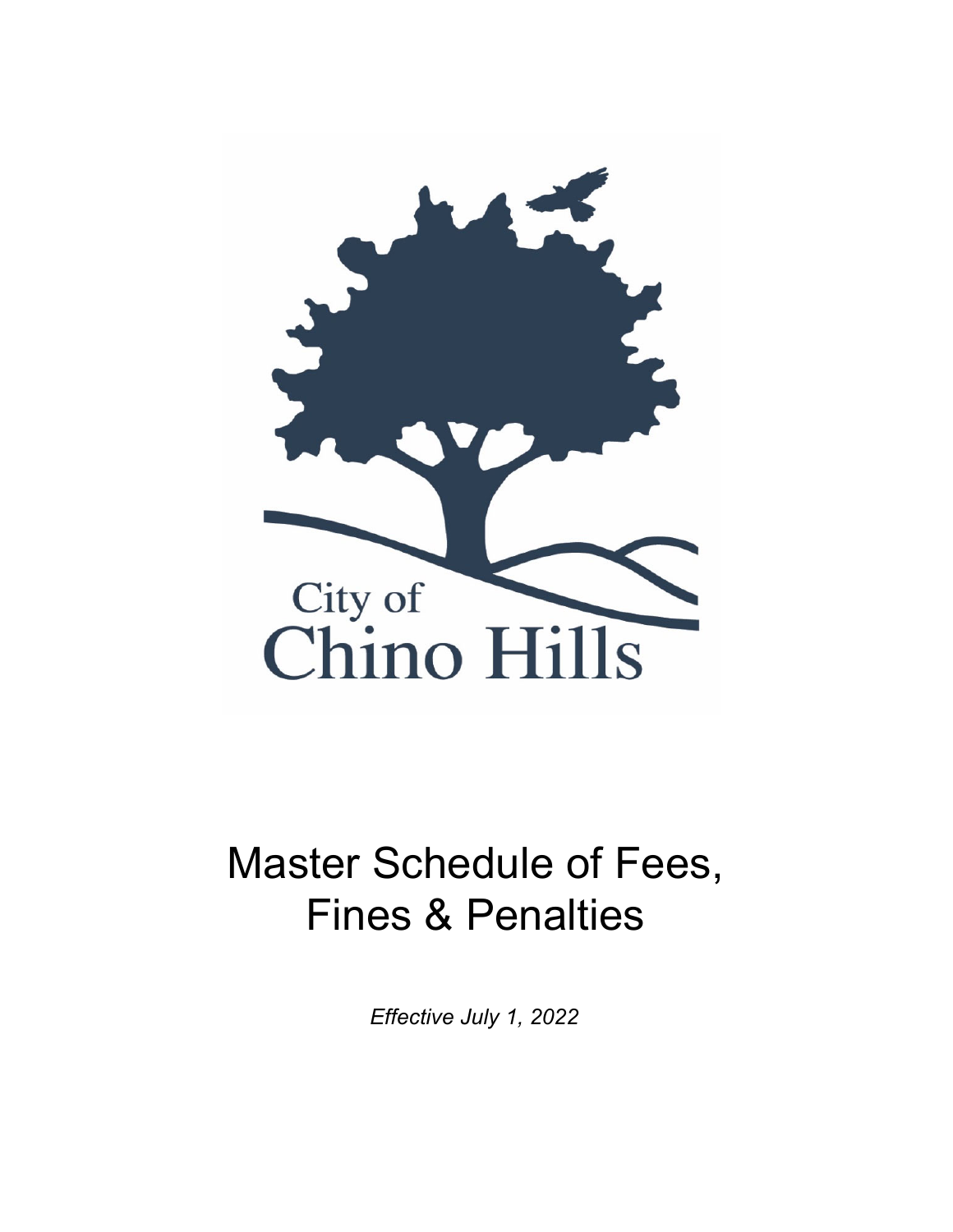City of
Chino Hills

# Master Schedule of Fees, Fines & Penalties

*Effective July 1, 2022*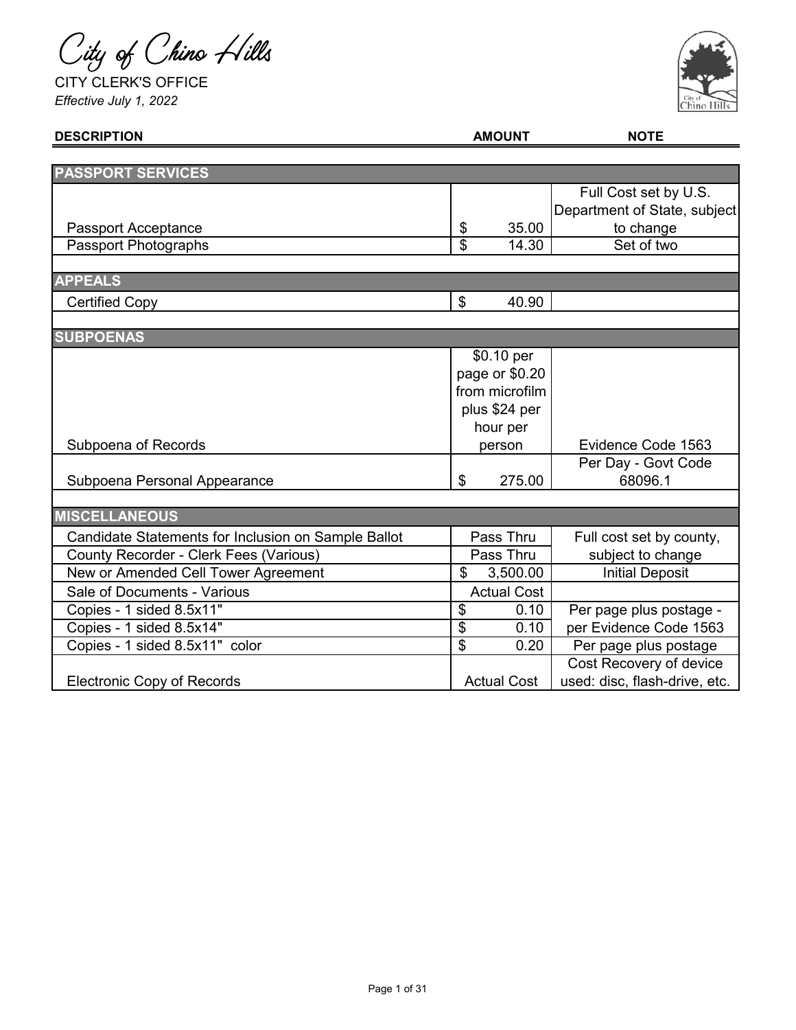# City of Chino Hills

CITY CLERK'S OFFICE

*Effective July 1, 2022*

| DESCRIPTION | AMOUNT | NOTE |
|---|---|---|
| **PASSPORT SERVICES** | | |
| Passport Acceptance | $ 35.00 | Full Cost set by U.S. Department of State, subject to change |
| Passport Photographs | $ 14.30 | Set of two |
| | | |
| **APPEALS** | | |
| Certified Copy | $ 40.90 | |
| | | |
| **SUBPOENAS** | | |
| Subpoena of Records | $0.10 per page or $0.20 from microfilm plus $24 per hour per person | Evidence Code 1563 |
| Subpoena Personal Appearance | $ 275.00 | Per Day - Govt Code 68096.1 |
| | | |
| **MISCELLANEOUS** | | |
| Candidate Statements for Inclusion on Sample Ballot | Pass Thru | Full cost set by county, subject to change |
| County Recorder - Clerk Fees (Various) | Pass Thru | |
| New or Amended Cell Tower Agreement | $ 3,500.00 | Initial Deposit |
| Sale of Documents - Various | Actual Cost | |
| Copies - 1 sided 8.5x11" | $ 0.10 | Per page plus postage - per Evidence Code 1563 |
| Copies - 1 sided 8.5x14" | $ 0.10 | |
| Copies - 1 sided 8.5x11" color | $ 0.20 | Per page plus postage |
| Electronic Copy of Records | Actual Cost | Cost Recovery of device used: disc, flash-drive, etc. |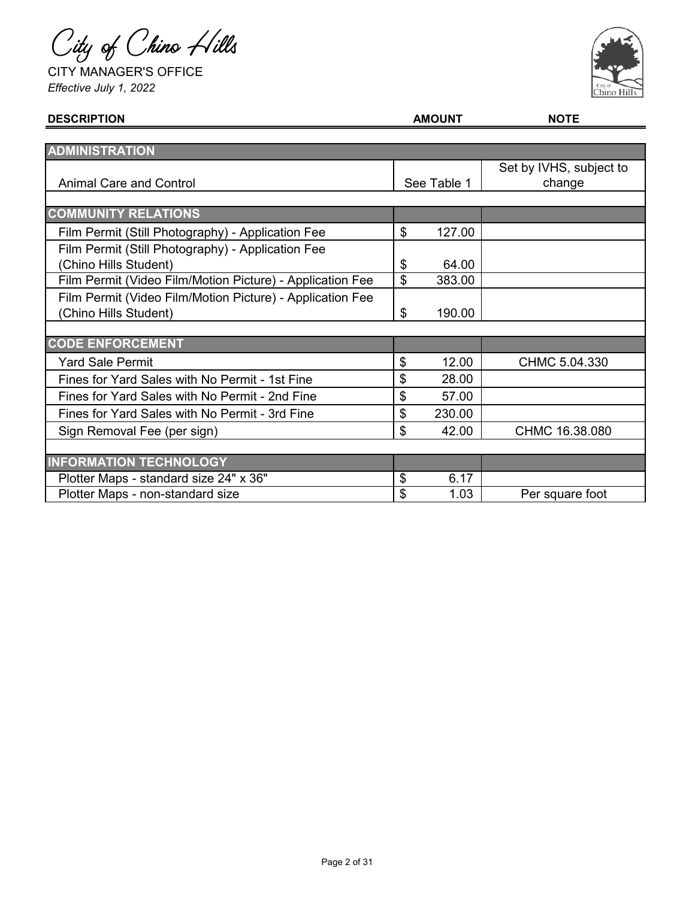City of Chino Hills

CITY MANAGER'S OFFICE

*Effective July 1, 2022*

| DESCRIPTION | AMOUNT | NOTE |
|---|---|---|
| **ADMINISTRATION** | | |
| Animal Care and Control | See Table 1 | Set by IVHS, subject to change |
| **COMMUNITY RELATIONS** | | |
| Film Permit (Still Photography) - Application Fee | $ 127.00 | |
| Film Permit (Still Photography) - Application Fee (Chino Hills Student) | $ 64.00 | |
| Film Permit (Video Film/Motion Picture) - Application Fee | $ 383.00 | |
| Film Permit (Video Film/Motion Picture) - Application Fee (Chino Hills Student) | $ 190.00 | |
| **CODE ENFORCEMENT** | | |
| Yard Sale Permit | $ 12.00 | CHMC 5.04.330 |
| Fines for Yard Sales with No Permit - 1st Fine | $ 28.00 | |
| Fines for Yard Sales with No Permit - 2nd Fine | $ 57.00 | |
| Fines for Yard Sales with No Permit - 3rd Fine | $ 230.00 | |
| Sign Removal Fee (per sign) | $ 42.00 | CHMC 16.38.080 |
| **INFORMATION TECHNOLOGY** | | |
| Plotter Maps - standard size 24" x 36" | $ 6.17 | |
| Plotter Maps - non-standard size | $ 1.03 | Per square foot |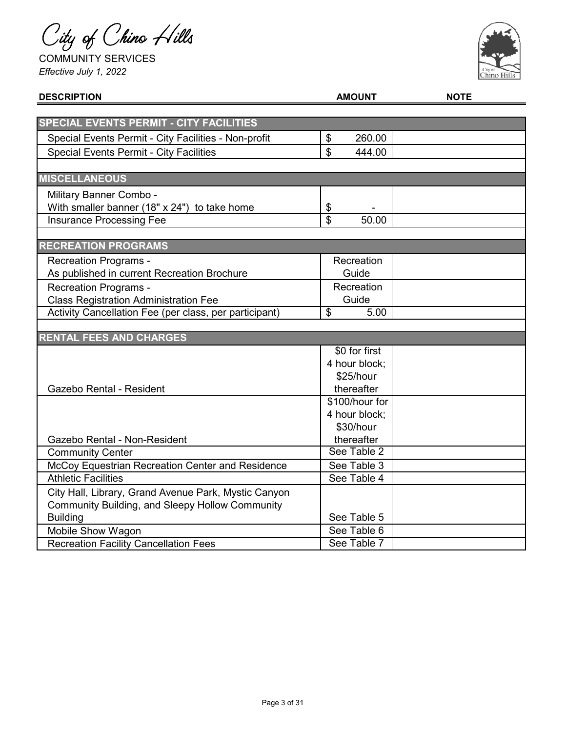# City of Chino Hills

COMMUNITY SERVICES

*Effective July 1, 2022*

| DESCRIPTION | AMOUNT | NOTE |
|---|---|---|
| **SPECIAL EVENTS PERMIT - CITY FACILITIES** | | |
| Special Events Permit - City Facilities - Non-profit | $ 260.00 | |
| Special Events Permit - City Facilities | $ 444.00 | |
| | | |
| **MISCELLANEOUS** | | |
| Military Banner Combo - With smaller banner (18" x 24") to take home | $ - | |
| Insurance Processing Fee | $ 50.00 | |
| | | |
| **RECREATION PROGRAMS** | | |
| Recreation Programs - As published in current Recreation Brochure | Recreation Guide | |
| Recreation Programs - Class Registration Administration Fee | Recreation Guide | |
| Activity Cancellation Fee (per class, per participant) | $ 5.00 | |
| | | |
| **RENTAL FEES AND CHARGES** | | |
| Gazebo Rental - Resident | $0 for first 4 hour block; $25/hour thereafter | |
| Gazebo Rental - Non-Resident | $100/hour for 4 hour block; $30/hour thereafter | |
| Community Center | See Table 2 | |
| McCoy Equestrian Recreation Center and Residence | See Table 3 | |
| Athletic Facilities | See Table 4 | |
| City Hall, Library, Grand Avenue Park, Mystic Canyon Community Building, and Sleepy Hollow Community Building | See Table 5 | |
| Mobile Show Wagon | See Table 6 | |
| Recreation Facility Cancellation Fees | See Table 7 | |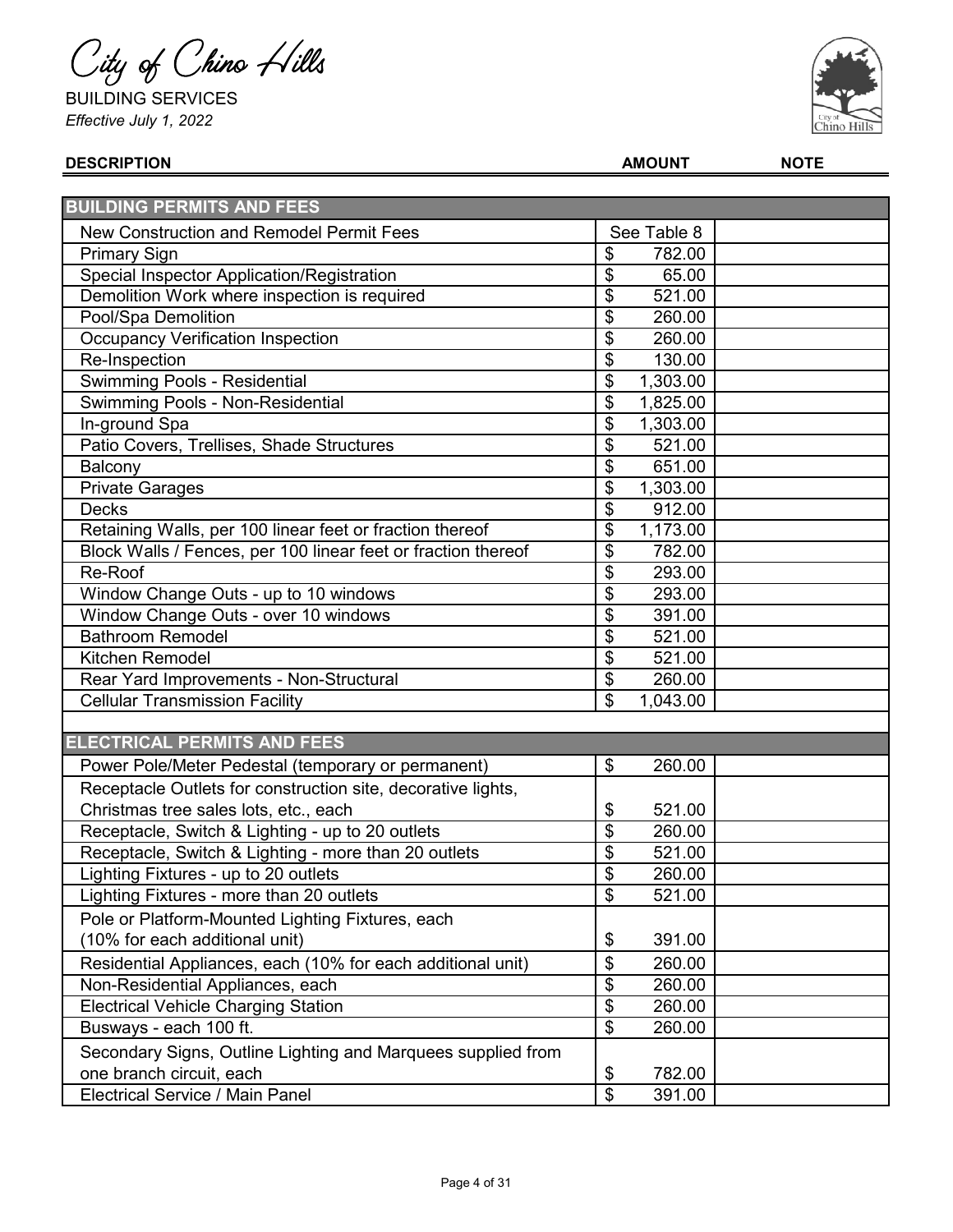City of Chino Hills

BUILDING SERVICES

*Effective July 1, 2022*

| DESCRIPTION | AMOUNT | NOTE |
|---|---|---|
| **BUILDING PERMITS AND FEES** | | |
| New Construction and Remodel Permit Fees | See Table 8 | |
| Primary Sign | $ 782.00 | |
| Special Inspector Application/Registration | $ 65.00 | |
| Demolition Work where inspection is required | $ 521.00 | |
| Pool/Spa Demolition | $ 260.00 | |
| Occupancy Verification Inspection | $ 260.00 | |
| Re-Inspection | $ 130.00 | |
| Swimming Pools - Residential | $ 1,303.00 | |
| Swimming Pools - Non-Residential | $ 1,825.00 | |
| In-ground Spa | $ 1,303.00 | |
| Patio Covers, Trellises, Shade Structures | $ 521.00 | |
| Balcony | $ 651.00 | |
| Private Garages | $ 1,303.00 | |
| Decks | $ 912.00 | |
| Retaining Walls, per 100 linear feet or fraction thereof | $ 1,173.00 | |
| Block Walls / Fences, per 100 linear feet or fraction thereof | $ 782.00 | |
| Re-Roof | $ 293.00 | |
| Window Change Outs - up to 10 windows | $ 293.00 | |
| Window Change Outs - over 10 windows | $ 391.00 | |
| Bathroom Remodel | $ 521.00 | |
| Kitchen Remodel | $ 521.00 | |
| Rear Yard Improvements - Non-Structural | $ 260.00 | |
| Cellular Transmission Facility | $ 1,043.00 | |
| **ELECTRICAL PERMITS AND FEES** | | |
| Power Pole/Meter Pedestal (temporary or permanent) | $ 260.00 | |
| Receptacle Outlets for construction site, decorative lights, Christmas tree sales lots, etc., each | $ 521.00 | |
| Receptacle, Switch & Lighting - up to 20 outlets | $ 260.00 | |
| Receptacle, Switch & Lighting - more than 20 outlets | $ 521.00 | |
| Lighting Fixtures - up to 20 outlets | $ 260.00 | |
| Lighting Fixtures - more than 20 outlets | $ 521.00 | |
| Pole or Platform-Mounted Lighting Fixtures, each (10% for each additional unit) | $ 391.00 | |
| Residential Appliances, each (10% for each additional unit) | $ 260.00 | |
| Non-Residential Appliances, each | $ 260.00 | |
| Electrical Vehicle Charging Station | $ 260.00 | |
| Busways - each 100 ft. | $ 260.00 | |
| Secondary Signs, Outline Lighting and Marquees supplied from one branch circuit, each | $ 782.00 | |
| Electrical Service / Main Panel | $ 391.00 | |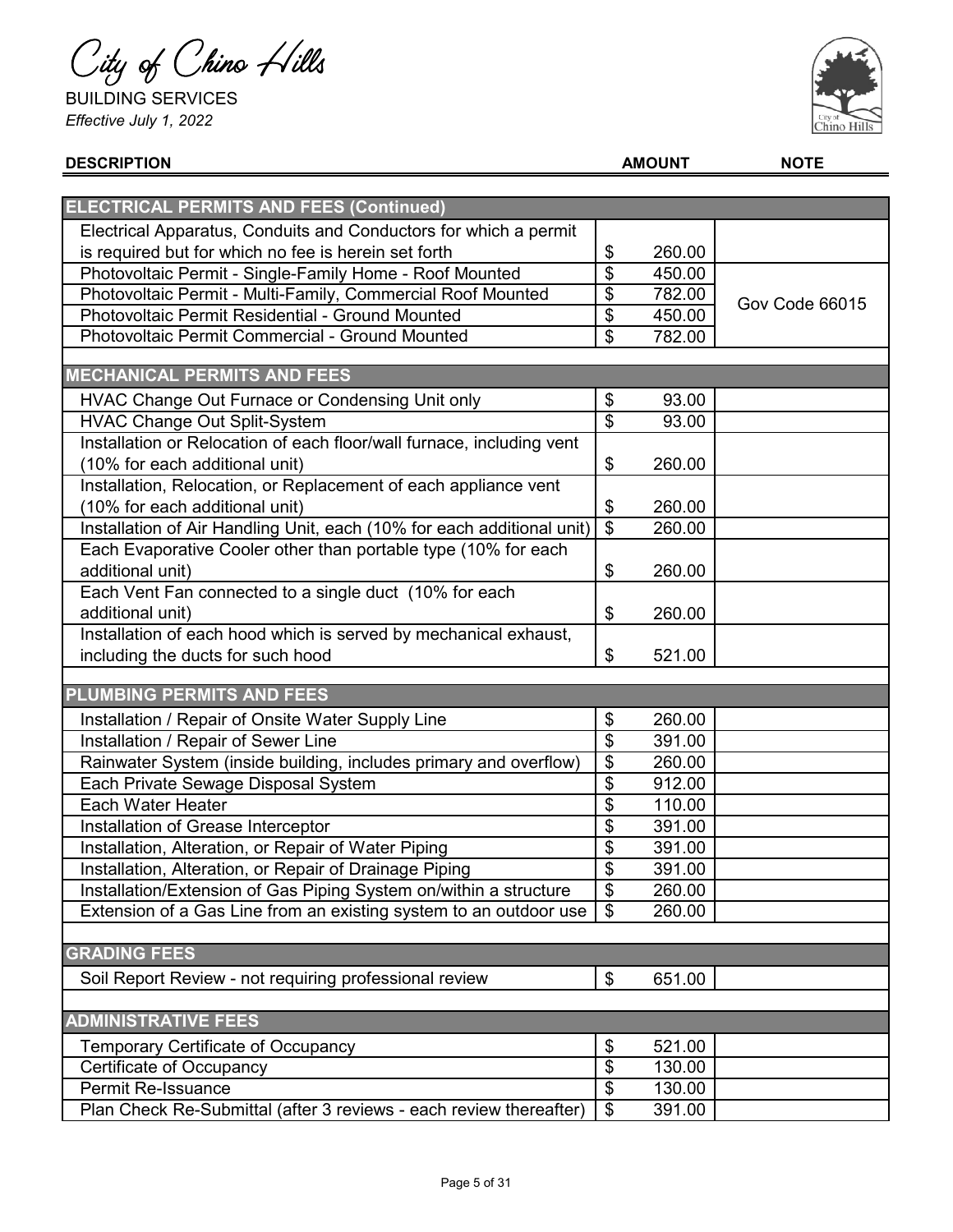City of Chino Hills

BUILDING SERVICES

*Effective July 1, 2022*

| DESCRIPTION | AMOUNT | NOTE |
|---|---|---|
| **ELECTRICAL PERMITS AND FEES (Continued)** | | |
| Electrical Apparatus, Conduits and Conductors for which a permit is required but for which no fee is herein set forth | $ 260.00 | |
| Photovoltaic Permit - Single-Family Home - Roof Mounted | $ 450.00 | Gov Code 66015 |
| Photovoltaic Permit - Multi-Family, Commercial Roof Mounted | $ 782.00 | Gov Code 66015 |
| Photovoltaic Permit Residential - Ground Mounted | $ 450.00 | Gov Code 66015 |
| Photovoltaic Permit Commercial - Ground Mounted | $ 782.00 | Gov Code 66015 |
| **MECHANICAL PERMITS AND FEES** | | |
| HVAC Change Out Furnace or Condensing Unit only | $ 93.00 | |
| HVAC Change Out Split-System | $ 93.00 | |
| Installation or Relocation of each floor/wall furnace, including vent (10% for each additional unit) | $ 260.00 | |
| Installation, Relocation, or Replacement of each appliance vent (10% for each additional unit) | $ 260.00 | |
| Installation of Air Handling Unit, each (10% for each additional unit) | $ 260.00 | |
| Each Evaporative Cooler other than portable type (10% for each additional unit) | $ 260.00 | |
| Each Vent Fan connected to a single duct (10% for each additional unit) | $ 260.00 | |
| Installation of each hood which is served by mechanical exhaust, including the ducts for such hood | $ 521.00 | |
| **PLUMBING PERMITS AND FEES** | | |
| Installation / Repair of Onsite Water Supply Line | $ 260.00 | |
| Installation / Repair of Sewer Line | $ 391.00 | |
| Rainwater System (inside building, includes primary and overflow) | $ 260.00 | |
| Each Private Sewage Disposal System | $ 912.00 | |
| Each Water Heater | $ 110.00 | |
| Installation of Grease Interceptor | $ 391.00 | |
| Installation, Alteration, or Repair of Water Piping | $ 391.00 | |
| Installation, Alteration, or Repair of Drainage Piping | $ 391.00 | |
| Installation/Extension of Gas Piping System on/within a structure | $ 260.00 | |
| Extension of a Gas Line from an existing system to an outdoor use | $ 260.00 | |
| **GRADING FEES** | | |
| Soil Report Review - not requiring professional review | $ 651.00 | |
| **ADMINISTRATIVE FEES** | | |
| Temporary Certificate of Occupancy | $ 521.00 | |
| Certificate of Occupancy | $ 130.00 | |
| Permit Re-Issuance | $ 130.00 | |
| Plan Check Re-Submittal (after 3 reviews - each review thereafter) | $ 391.00 | |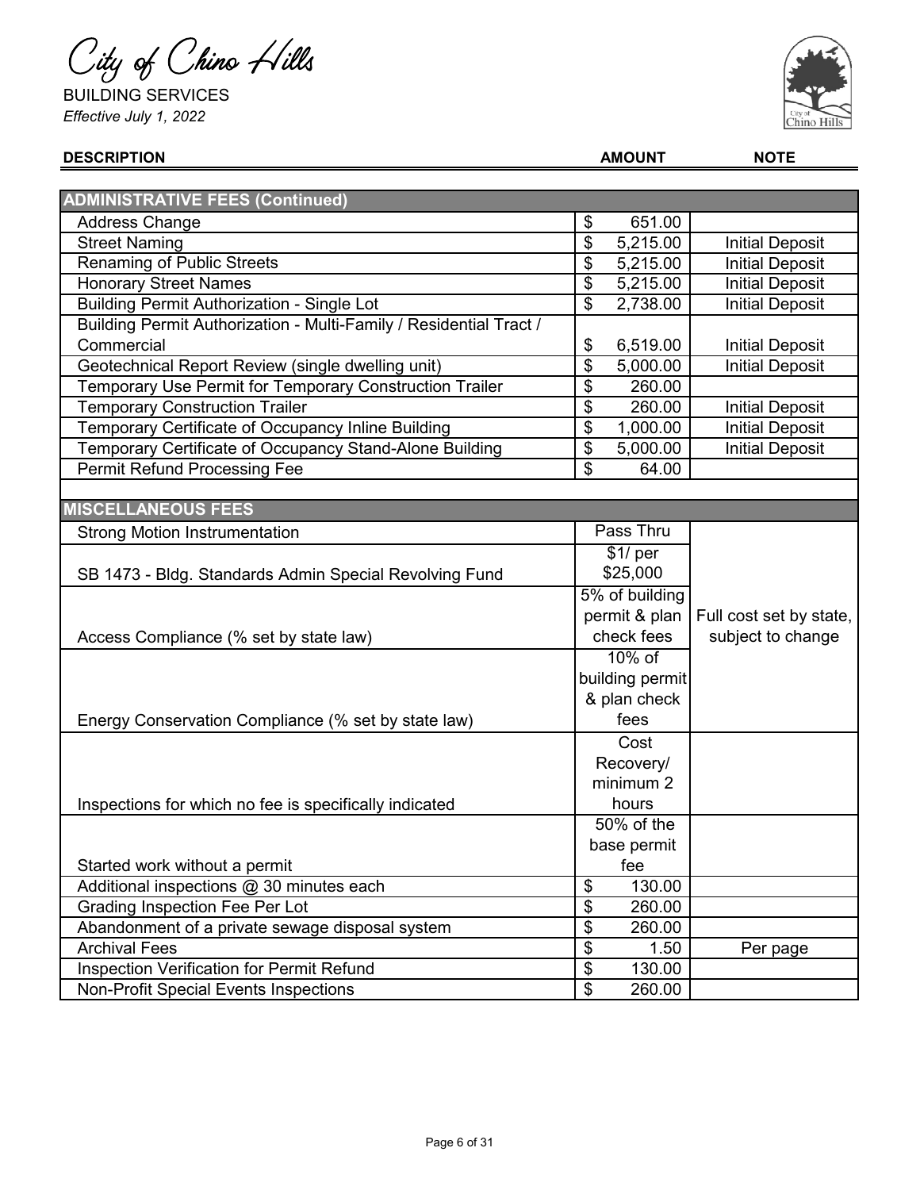City of Chino Hills

BUILDING SERVICES

*Effective July 1, 2022*

| DESCRIPTION | AMOUNT | NOTE |
|---|---|---|
| **ADMINISTRATIVE FEES (Continued)** | | |
| Address Change | $ 651.00 | |
| Street Naming | $ 5,215.00 | Initial Deposit |
| Renaming of Public Streets | $ 5,215.00 | Initial Deposit |
| Honorary Street Names | $ 5,215.00 | Initial Deposit |
| Building Permit Authorization - Single Lot | $ 2,738.00 | Initial Deposit |
| Building Permit Authorization - Multi-Family / Residential Tract / Commercial | $ 6,519.00 | Initial Deposit |
| Geotechnical Report Review (single dwelling unit) | $ 5,000.00 | Initial Deposit |
| Temporary Use Permit for Temporary Construction Trailer | $ 260.00 | |
| Temporary Construction Trailer | $ 260.00 | Initial Deposit |
| Temporary Certificate of Occupancy Inline Building | $ 1,000.00 | Initial Deposit |
| Temporary Certificate of Occupancy Stand-Alone Building | $ 5,000.00 | Initial Deposit |
| Permit Refund Processing Fee | $ 64.00 | |
| **MISCELLANEOUS FEES** | | |
| Strong Motion Instrumentation | Pass Thru | Full cost set by state, subject to change |
| SB 1473 - Bldg. Standards Admin Special Revolving Fund | $1/ per $25,000 | Full cost set by state, subject to change |
| Access Compliance (% set by state law) | 5% of building permit & plan check fees | Full cost set by state, subject to change |
| Energy Conservation Compliance (% set by state law) | 10% of building permit & plan check fees | Full cost set by state, subject to change |
| Inspections for which no fee is specifically indicated | Cost Recovery/ minimum 2 hours | |
| Started work without a permit | 50% of the base permit fee | |
| Additional inspections @ 30 minutes each | $ 130.00 | |
| Grading Inspection Fee Per Lot | $ 260.00 | |
| Abandonment of a private sewage disposal system | $ 260.00 | |
| Archival Fees | $ 1.50 | Per page |
| Inspection Verification for Permit Refund | $ 130.00 | |
| Non-Profit Special Events Inspections | $ 260.00 | |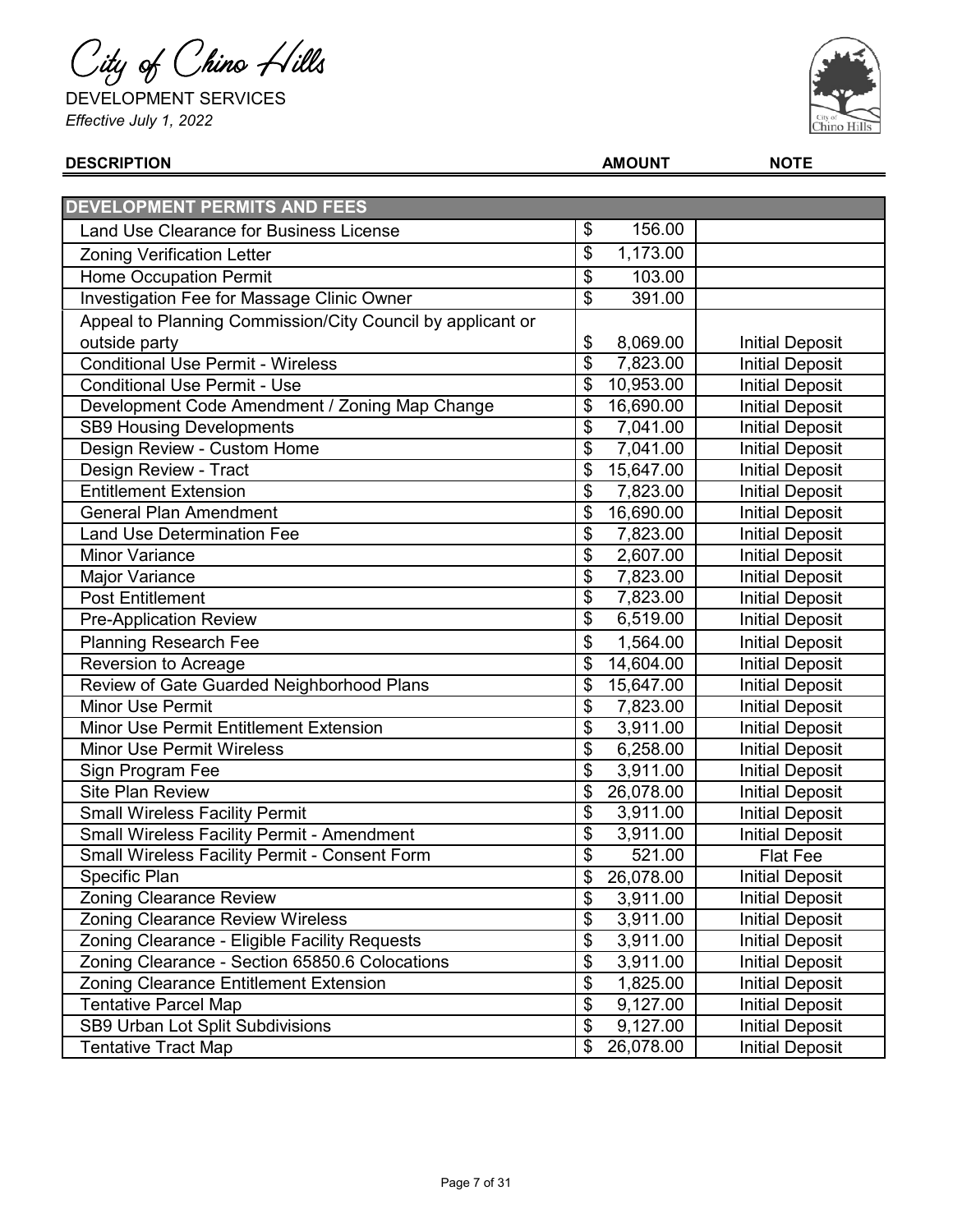City of Chino Hills

DEVELOPMENT SERVICES

*Effective July 1, 2022*

| DESCRIPTION | AMOUNT | NOTE |
|---|---|---|
| **DEVELOPMENT PERMITS AND FEES** | | |
| Land Use Clearance for Business License | $ 156.00 | |
| Zoning Verification Letter | $ 1,173.00 | |
| Home Occupation Permit | $ 103.00 | |
| Investigation Fee for Massage Clinic Owner | $ 391.00 | |
| Appeal to Planning Commission/City Council by applicant or outside party | $ 8,069.00 | Initial Deposit |
| Conditional Use Permit - Wireless | $ 7,823.00 | Initial Deposit |
| Conditional Use Permit - Use | $ 10,953.00 | Initial Deposit |
| Development Code Amendment / Zoning Map Change | $ 16,690.00 | Initial Deposit |
| SB9 Housing Developments | $ 7,041.00 | Initial Deposit |
| Design Review - Custom Home | $ 7,041.00 | Initial Deposit |
| Design Review - Tract | $ 15,647.00 | Initial Deposit |
| Entitlement Extension | $ 7,823.00 | Initial Deposit |
| General Plan Amendment | $ 16,690.00 | Initial Deposit |
| Land Use Determination Fee | $ 7,823.00 | Initial Deposit |
| Minor Variance | $ 2,607.00 | Initial Deposit |
| Major Variance | $ 7,823.00 | Initial Deposit |
| Post Entitlement | $ 7,823.00 | Initial Deposit |
| Pre-Application Review | $ 6,519.00 | Initial Deposit |
| Planning Research Fee | $ 1,564.00 | Initial Deposit |
| Reversion to Acreage | $ 14,604.00 | Initial Deposit |
| Review of Gate Guarded Neighborhood Plans | $ 15,647.00 | Initial Deposit |
| Minor Use Permit | $ 7,823.00 | Initial Deposit |
| Minor Use Permit Entitlement Extension | $ 3,911.00 | Initial Deposit |
| Minor Use Permit Wireless | $ 6,258.00 | Initial Deposit |
| Sign Program Fee | $ 3,911.00 | Initial Deposit |
| Site Plan Review | $ 26,078.00 | Initial Deposit |
| Small Wireless Facility Permit | $ 3,911.00 | Initial Deposit |
| Small Wireless Facility Permit - Amendment | $ 3,911.00 | Initial Deposit |
| Small Wireless Facility Permit - Consent Form | $ 521.00 | Flat Fee |
| Specific Plan | $ 26,078.00 | Initial Deposit |
| Zoning Clearance Review | $ 3,911.00 | Initial Deposit |
| Zoning Clearance Review Wireless | $ 3,911.00 | Initial Deposit |
| Zoning Clearance - Eligible Facility Requests | $ 3,911.00 | Initial Deposit |
| Zoning Clearance - Section 65850.6 Colocations | $ 3,911.00 | Initial Deposit |
| Zoning Clearance Entitlement Extension | $ 1,825.00 | Initial Deposit |
| Tentative Parcel Map | $ 9,127.00 | Initial Deposit |
| SB9 Urban Lot Split Subdivisions | $ 9,127.00 | Initial Deposit |
| Tentative Tract Map | $ 26,078.00 | Initial Deposit |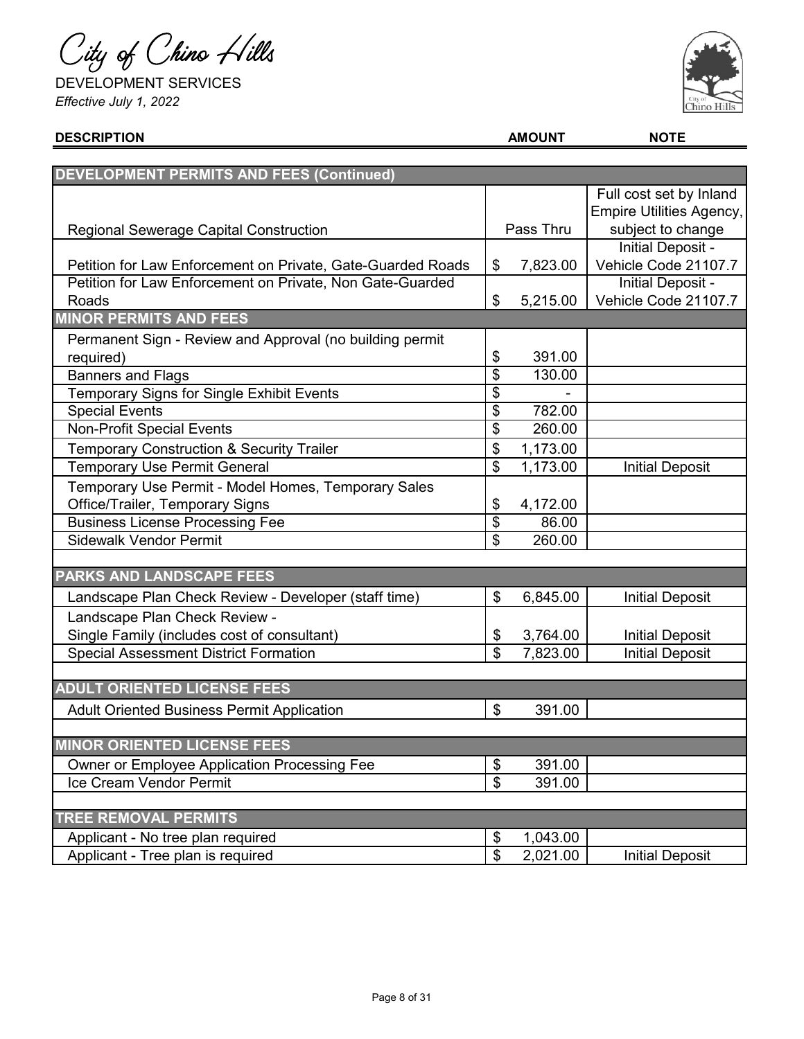City of Chino Hills

DEVELOPMENT SERVICES

*Effective July 1, 2022*

| DESCRIPTION | AMOUNT | NOTE |
|---|---|---|
| **DEVELOPMENT PERMITS AND FEES (Continued)** | | |
| Regional Sewerage Capital Construction | Pass Thru | Full cost set by Inland Empire Utilities Agency, subject to change |
| Petition for Law Enforcement on Private, Gate-Guarded Roads | $ 7,823.00 | Initial Deposit - Vehicle Code 21107.7 |
| Petition for Law Enforcement on Private, Non Gate-Guarded Roads | $ 5,215.00 | Initial Deposit - Vehicle Code 21107.7 |
| **MINOR PERMITS AND FEES** | | |
| Permanent Sign - Review and Approval (no building permit required) | $ 391.00 | |
| Banners and Flags | $ 130.00 | |
| Temporary Signs for Single Exhibit Events | $ - | |
| Special Events | $ 782.00 | |
| Non-Profit Special Events | $ 260.00 | |
| Temporary Construction & Security Trailer | $ 1,173.00 | |
| Temporary Use Permit General | $ 1,173.00 | Initial Deposit |
| Temporary Use Permit - Model Homes, Temporary Sales Office/Trailer, Temporary Signs | $ 4,172.00 | |
| Business License Processing Fee | $ 86.00 | |
| Sidewalk Vendor Permit | $ 260.00 | |
| **PARKS AND LANDSCAPE FEES** | | |
| Landscape Plan Check Review - Developer (staff time) | $ 6,845.00 | Initial Deposit |
| Landscape Plan Check Review - Single Family (includes cost of consultant) | $ 3,764.00 | Initial Deposit |
| Special Assessment District Formation | $ 7,823.00 | Initial Deposit |
| **ADULT ORIENTED LICENSE FEES** | | |
| Adult Oriented Business Permit Application | $ 391.00 | |
| **MINOR ORIENTED LICENSE FEES** | | |
| Owner or Employee Application Processing Fee | $ 391.00 | |
| Ice Cream Vendor Permit | $ 391.00 | |
| **TREE REMOVAL PERMITS** | | |
| Applicant - No tree plan required | $ 1,043.00 | |
| Applicant - Tree plan is required | $ 2,021.00 | Initial Deposit |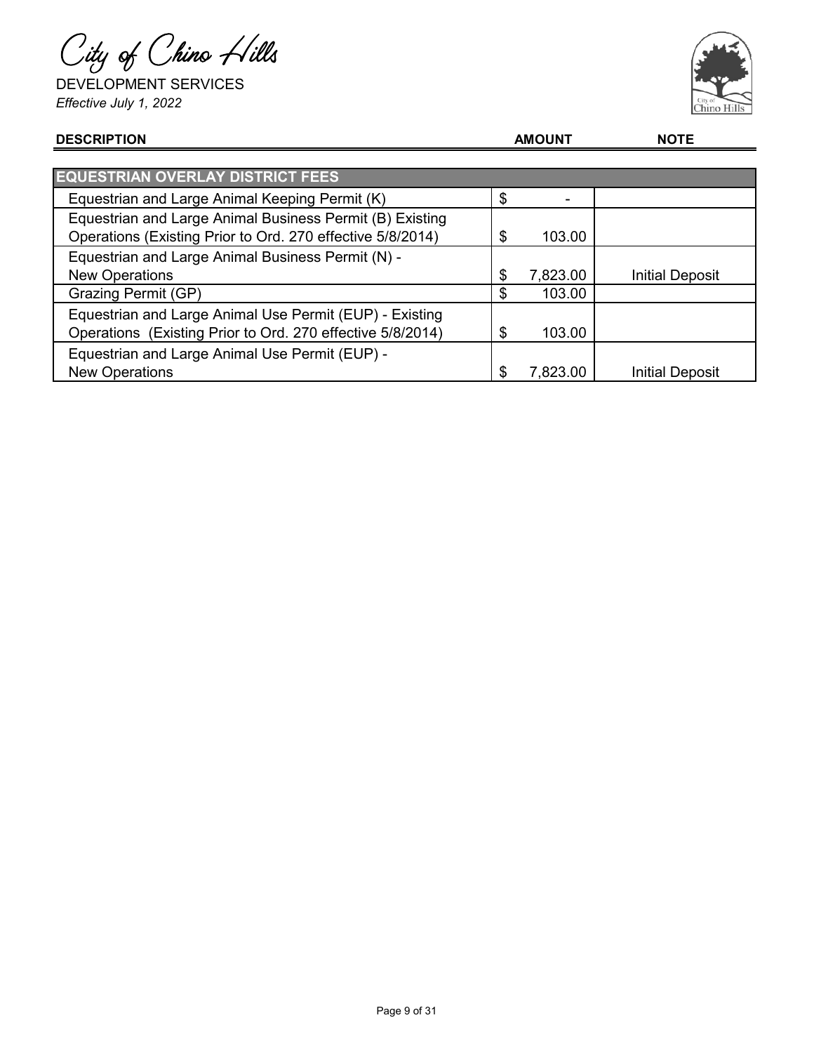City of Chino Hills

DEVELOPMENT SERVICES

*Effective July 1, 2022*

| DESCRIPTION | AMOUNT | NOTE |
|---|---|---|
| **EQUESTRIAN OVERLAY DISTRICT FEES** | | |
| Equestrian and Large Animal Keeping Permit (K) | $ - | |
| Equestrian and Large Animal Business Permit (B) Existing Operations (Existing Prior to Ord. 270 effective 5/8/2014) | $ 103.00 | |
| Equestrian and Large Animal Business Permit (N) - New Operations | $ 7,823.00 | Initial Deposit |
| Grazing Permit (GP) | $ 103.00 | |
| Equestrian and Large Animal Use Permit (EUP) - Existing Operations (Existing Prior to Ord. 270 effective 5/8/2014) | $ 103.00 | |
| Equestrian and Large Animal Use Permit (EUP) - New Operations | $ 7,823.00 | Initial Deposit |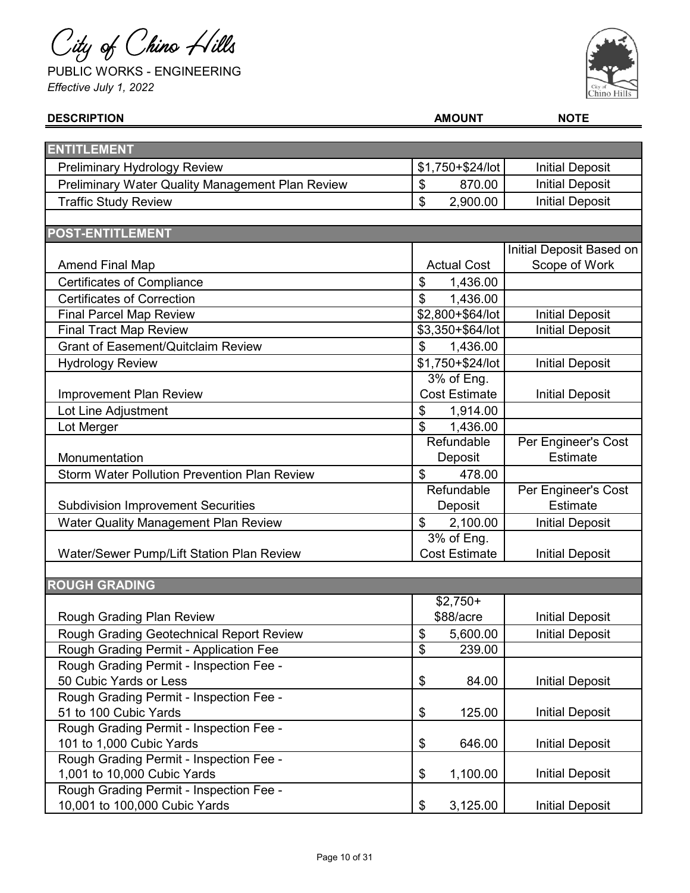City of Chino Hills

PUBLIC WORKS - ENGINEERING

*Effective July 1, 2022*

| DESCRIPTION | AMOUNT | NOTE |
|---|---|---|
| **ENTITLEMENT** | | |
| Preliminary Hydrology Review | $1,750+$24/lot | Initial Deposit |
| Preliminary Water Quality Management Plan Review | $ 870.00 | Initial Deposit |
| Traffic Study Review | $ 2,900.00 | Initial Deposit |
| **POST-ENTITLEMENT** | | |
| Amend Final Map | Actual Cost | Initial Deposit Based on Scope of Work |
| Certificates of Compliance | $ 1,436.00 | |
| Certificates of Correction | $ 1,436.00 | |
| Final Parcel Map Review | $2,800+$64/lot | Initial Deposit |
| Final Tract Map Review | $3,350+$64/lot | Initial Deposit |
| Grant of Easement/Quitclaim Review | $ 1,436.00 | |
| Hydrology Review | $1,750+$24/lot | Initial Deposit |
| Improvement Plan Review | 3% of Eng. Cost Estimate | Initial Deposit |
| Lot Line Adjustment | $ 1,914.00 | |
| Lot Merger | $ 1,436.00 | |
| Monumentation | Refundable Deposit | Per Engineer's Cost Estimate |
| Storm Water Pollution Prevention Plan Review | $ 478.00 | |
| Subdivision Improvement Securities | Refundable Deposit | Per Engineer's Cost Estimate |
| Water Quality Management Plan Review | $ 2,100.00 | Initial Deposit |
| Water/Sewer Pump/Lift Station Plan Review | 3% of Eng. Cost Estimate | Initial Deposit |
| **ROUGH GRADING** | | |
| Rough Grading Plan Review | $2,750+ $88/acre | Initial Deposit |
| Rough Grading Geotechnical Report Review | $ 5,600.00 | Initial Deposit |
| Rough Grading Permit - Application Fee | $ 239.00 | |
| Rough Grading Permit - Inspection Fee - 50 Cubic Yards or Less | $ 84.00 | Initial Deposit |
| Rough Grading Permit - Inspection Fee - 51 to 100 Cubic Yards | $ 125.00 | Initial Deposit |
| Rough Grading Permit - Inspection Fee - 101 to 1,000 Cubic Yards | $ 646.00 | Initial Deposit |
| Rough Grading Permit - Inspection Fee - 1,001 to 10,000 Cubic Yards | $ 1,100.00 | Initial Deposit |
| Rough Grading Permit - Inspection Fee - 10,001 to 100,000 Cubic Yards | $ 3,125.00 | Initial Deposit |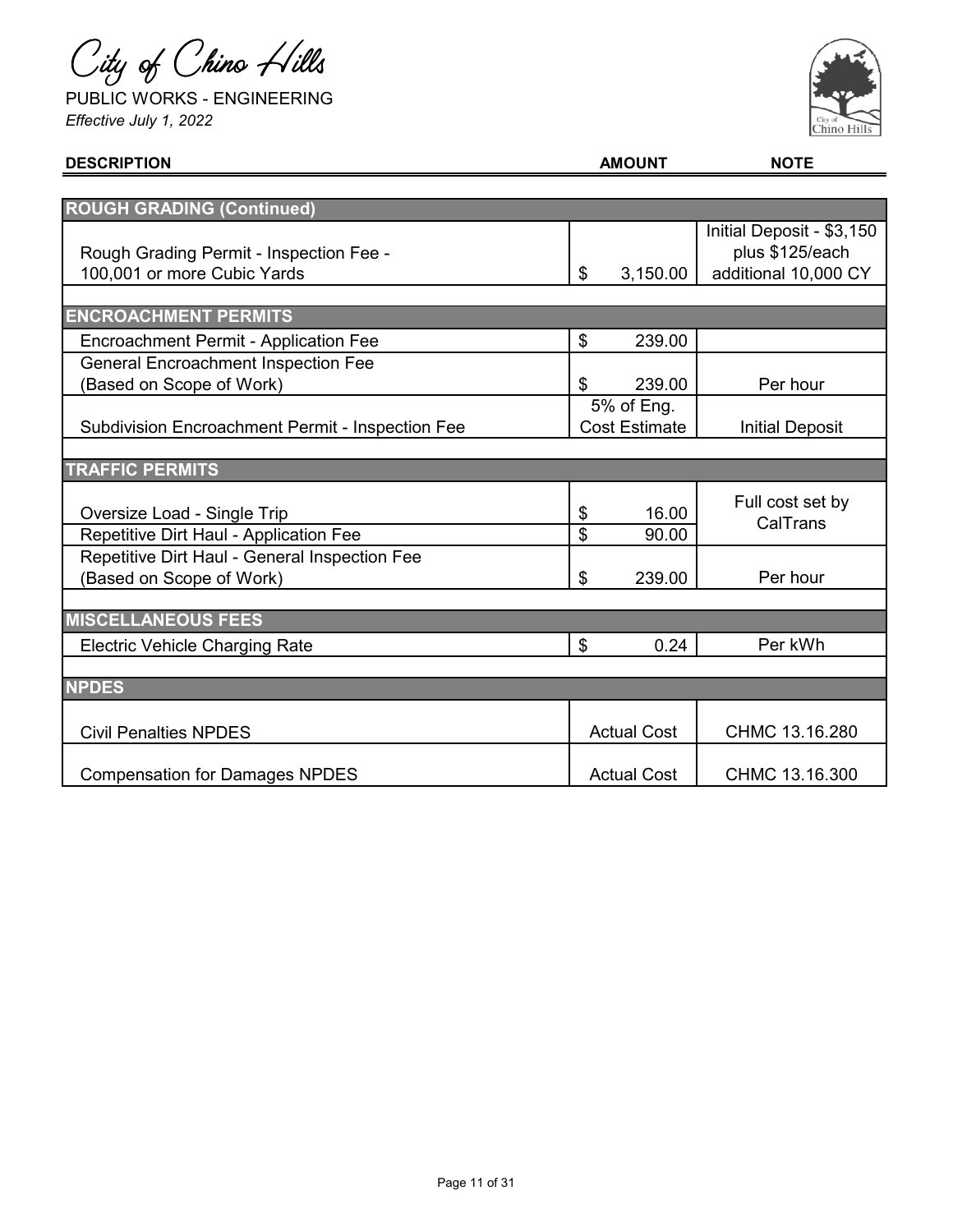City of Chino Hills

PUBLIC WORKS - ENGINEERING

*Effective July 1, 2022*

| DESCRIPTION | AMOUNT | NOTE |
|---|---|---|
| **ROUGH GRADING (Continued)** | | |
| Rough Grading Permit - Inspection Fee - 100,001 or more Cubic Yards | $ 3,150.00 | Initial Deposit - $3,150 plus $125/each additional 10,000 CY |
| **ENCROACHMENT PERMITS** | | |
| Encroachment Permit - Application Fee | $ 239.00 | |
| General Encroachment Inspection Fee (Based on Scope of Work) | $ 239.00 | Per hour |
| Subdivision Encroachment Permit - Inspection Fee | 5% of Eng. Cost Estimate | Initial Deposit |
| **TRAFFIC PERMITS** | | |
| Oversize Load - Single Trip | $ 16.00 | Full cost set by CalTrans |
| Repetitive Dirt Haul - Application Fee | $ 90.00 | |
| Repetitive Dirt Haul - General Inspection Fee (Based on Scope of Work) | $ 239.00 | Per hour |
| **MISCELLANEOUS FEES** | | |
| Electric Vehicle Charging Rate | $ 0.24 | Per kWh |
| **NPDES** | | |
| Civil Penalties NPDES | Actual Cost | CHMC 13.16.280 |
| Compensation for Damages NPDES | Actual Cost | CHMC 13.16.300 |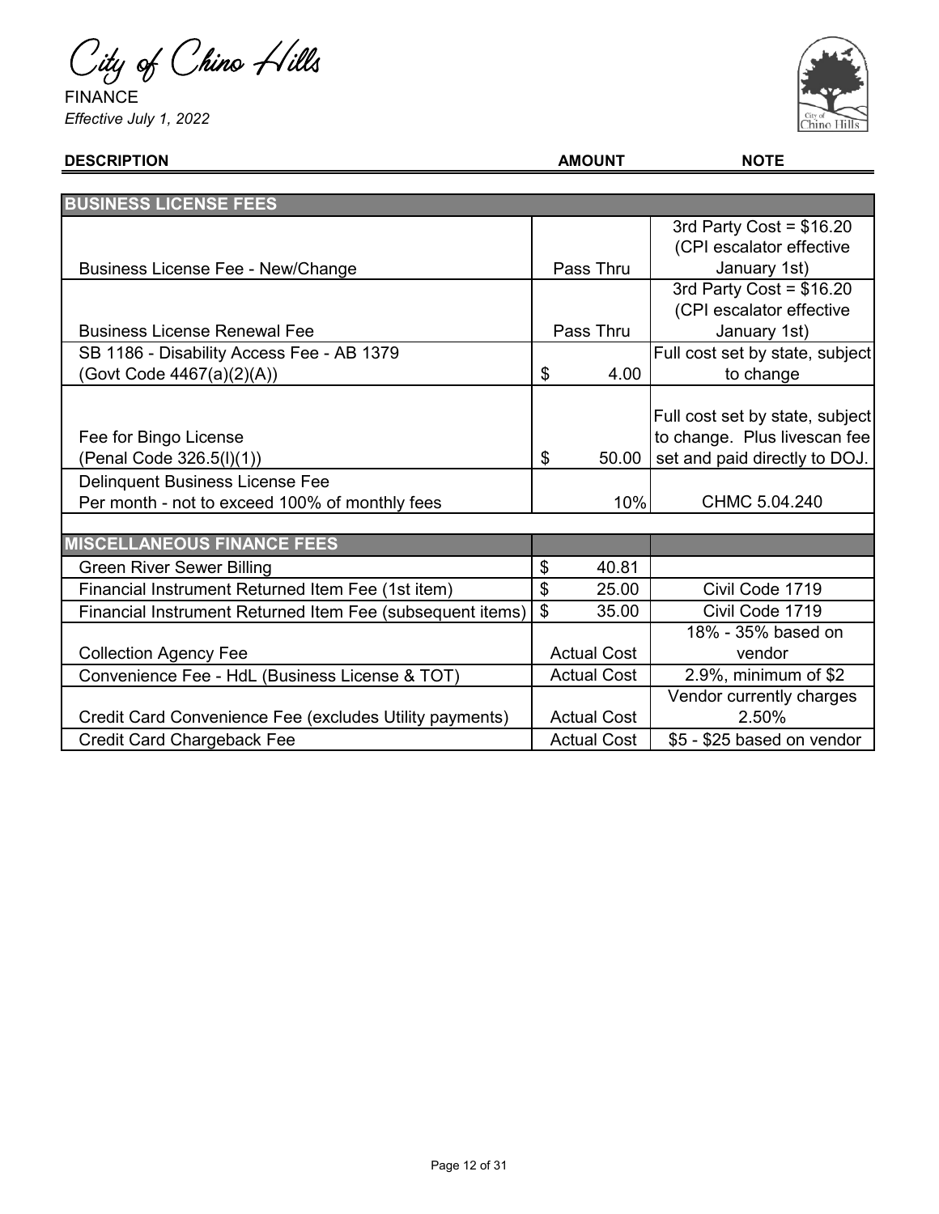City of Chino Hills

FINANCE

*Effective July 1, 2022*

| DESCRIPTION | AMOUNT | NOTE |
|---|---|---|
| **BUSINESS LICENSE FEES** | | |
| Business License Fee - New/Change | Pass Thru | 3rd Party Cost = $16.20 (CPI escalator effective January 1st) |
| Business License Renewal Fee | Pass Thru | 3rd Party Cost = $16.20 (CPI escalator effective January 1st) |
| SB 1186 - Disability Access Fee - AB 1379 (Govt Code 4467(a)(2)(A)) | $ 4.00 | Full cost set by state, subject to change |
| Fee for Bingo License (Penal Code 326.5(l)(1)) | $ 50.00 | Full cost set by state, subject to change. Plus livescan fee set and paid directly to DOJ. |
| Delinquent Business License Fee Per month - not to exceed 100% of monthly fees | 10% | CHMC 5.04.240 |
| **MISCELLANEOUS FINANCE FEES** | | |
| Green River Sewer Billing | $ 40.81 | |
| Financial Instrument Returned Item Fee (1st item) | $ 25.00 | Civil Code 1719 |
| Financial Instrument Returned Item Fee (subsequent items) | $ 35.00 | Civil Code 1719 |
| Collection Agency Fee | Actual Cost | 18% - 35% based on vendor |
| Convenience Fee - HdL (Business License & TOT) | Actual Cost | 2.9%, minimum of $2 |
| Credit Card Convenience Fee (excludes Utility payments) | Actual Cost | Vendor currently charges 2.50% |
| Credit Card Chargeback Fee | Actual Cost | $5 - $25 based on vendor |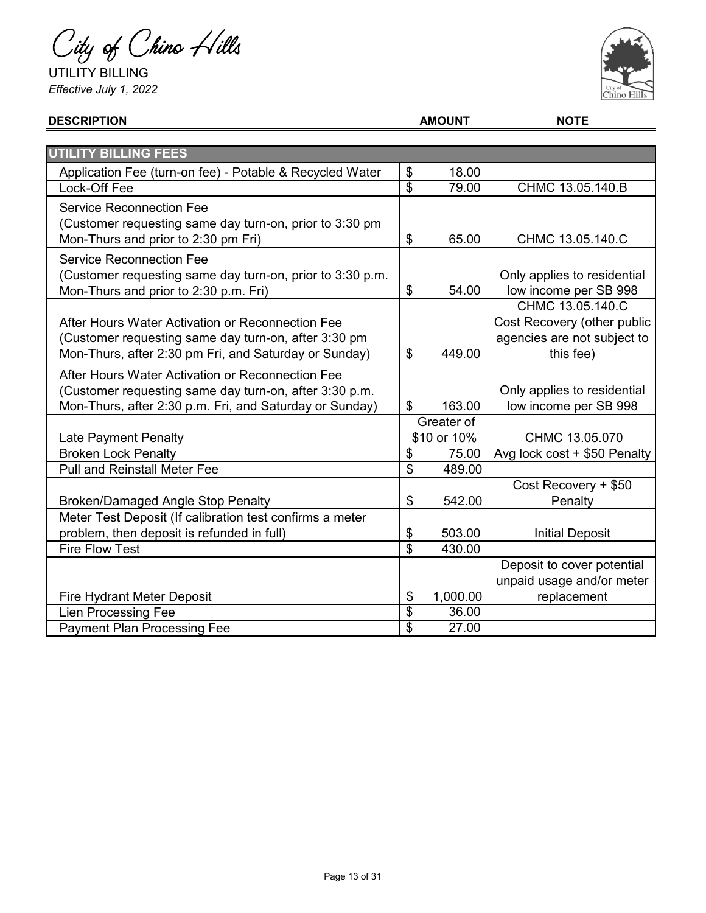City of Chino Hills

UTILITY BILLING

*Effective July 1, 2022*

| DESCRIPTION | AMOUNT | NOTE |
|---|---|---|
| **UTILITY BILLING FEES** | | |
| Application Fee (turn-on fee) - Potable & Recycled Water | $ 18.00 | |
| Lock-Off Fee | $ 79.00 | CHMC 13.05.140.B |
| Service Reconnection Fee (Customer requesting same day turn-on, prior to 3:30 pm Mon-Thurs and prior to 2:30 pm Fri) | $ 65.00 | CHMC 13.05.140.C |
| Service Reconnection Fee (Customer requesting same day turn-on, prior to 3:30 p.m. Mon-Thurs and prior to 2:30 p.m. Fri) | $ 54.00 | Only applies to residential low income per SB 998 |
| After Hours Water Activation or Reconnection Fee (Customer requesting same day turn-on, after 3:30 pm Mon-Thurs, after 2:30 pm Fri, and Saturday or Sunday) | $ 449.00 | CHMC 13.05.140.C Cost Recovery (other public agencies are not subject to this fee) |
| After Hours Water Activation or Reconnection Fee (Customer requesting same day turn-on, after 3:30 p.m. Mon-Thurs, after 2:30 p.m. Fri, and Saturday or Sunday) | $ 163.00 | Only applies to residential low income per SB 998 |
| Late Payment Penalty | Greater of $10 or 10% | CHMC 13.05.070 |
| Broken Lock Penalty | $ 75.00 | Avg lock cost + $50 Penalty |
| Pull and Reinstall Meter Fee | $ 489.00 | |
| Broken/Damaged Angle Stop Penalty | $ 542.00 | Cost Recovery + $50 Penalty |
| Meter Test Deposit (If calibration test confirms a meter problem, then deposit is refunded in full) | $ 503.00 | Initial Deposit |
| Fire Flow Test | $ 430.00 | |
| Fire Hydrant Meter Deposit | $ 1,000.00 | Deposit to cover potential unpaid usage and/or meter replacement |
| Lien Processing Fee | $ 36.00 | |
| Payment Plan Processing Fee | $ 27.00 | |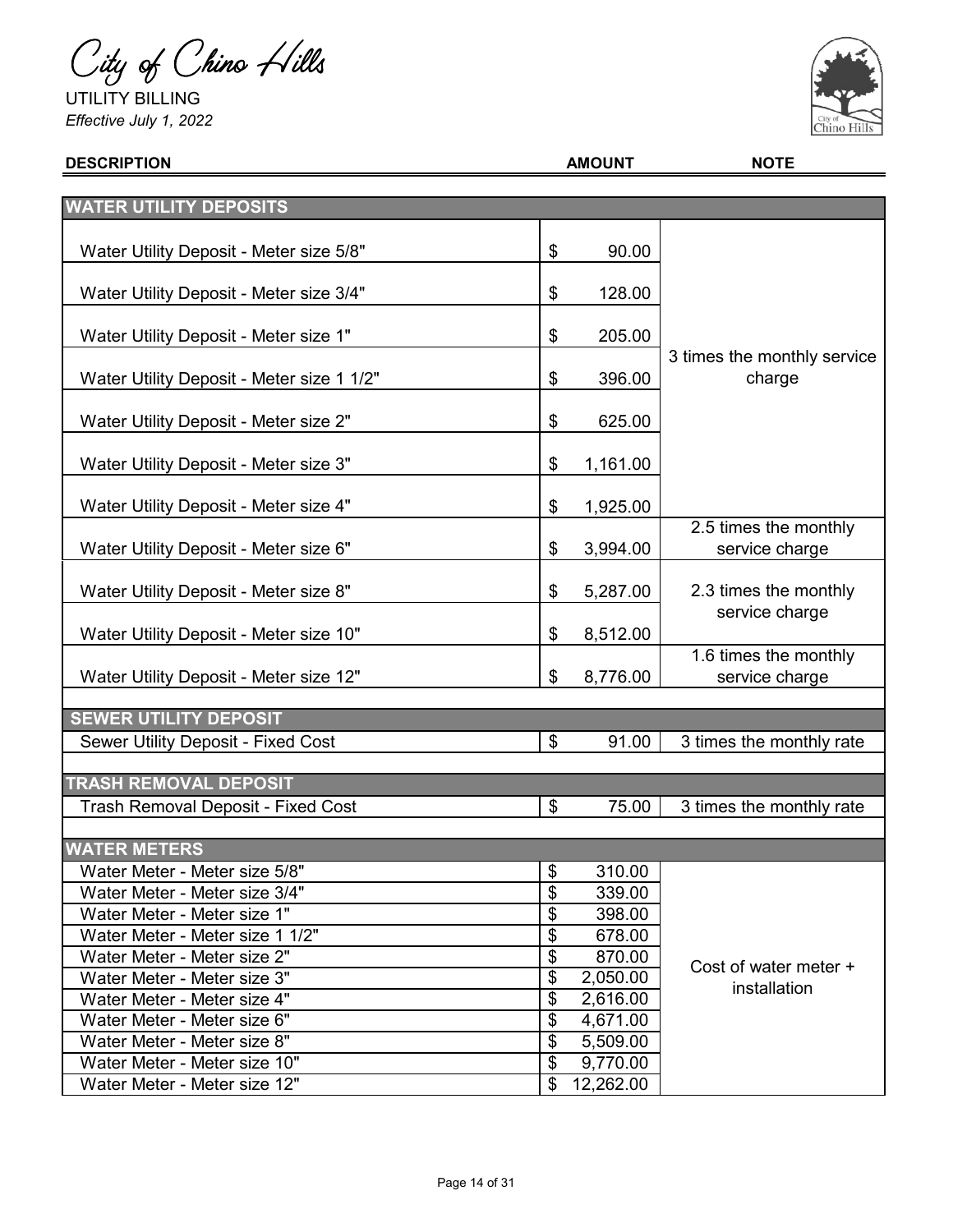City of Chino Hills

UTILITY BILLING

*Effective July 1, 2022*

| DESCRIPTION | AMOUNT | NOTE |
|---|---|---|
| **WATER UTILITY DEPOSITS** | | |
| Water Utility Deposit - Meter size 5/8" | $ 90.00 | 3 times the monthly service charge |
| Water Utility Deposit - Meter size 3/4" | $ 128.00 | 3 times the monthly service charge |
| Water Utility Deposit - Meter size 1" | $ 205.00 | 3 times the monthly service charge |
| Water Utility Deposit - Meter size 1 1/2" | $ 396.00 | 3 times the monthly service charge |
| Water Utility Deposit - Meter size 2" | $ 625.00 | 3 times the monthly service charge |
| Water Utility Deposit - Meter size 3" | $ 1,161.00 | 3 times the monthly service charge |
| Water Utility Deposit - Meter size 4" | $ 1,925.00 | 3 times the monthly service charge |
| Water Utility Deposit - Meter size 6" | $ 3,994.00 | 2.5 times the monthly service charge |
| Water Utility Deposit - Meter size 8" | $ 5,287.00 | 2.3 times the monthly service charge |
| Water Utility Deposit - Meter size 10" | $ 8,512.00 | 2.3 times the monthly service charge |
| Water Utility Deposit - Meter size 12" | $ 8,776.00 | 1.6 times the monthly service charge |
| **SEWER UTILITY DEPOSIT** | | |
| Sewer Utility Deposit - Fixed Cost | $ 91.00 | 3 times the monthly rate |
| **TRASH REMOVAL DEPOSIT** | | |
| Trash Removal Deposit - Fixed Cost | $ 75.00 | 3 times the monthly rate |
| **WATER METERS** | | |
| Water Meter - Meter size 5/8" | $ 310.00 | Cost of water meter + installation |
| Water Meter - Meter size 3/4" | $ 339.00 | Cost of water meter + installation |
| Water Meter - Meter size 1" | $ 398.00 | Cost of water meter + installation |
| Water Meter - Meter size 1 1/2" | $ 678.00 | Cost of water meter + installation |
| Water Meter - Meter size 2" | $ 870.00 | Cost of water meter + installation |
| Water Meter - Meter size 3" | $ 2,050.00 | Cost of water meter + installation |
| Water Meter - Meter size 4" | $ 2,616.00 | Cost of water meter + installation |
| Water Meter - Meter size 6" | $ 4,671.00 | Cost of water meter + installation |
| Water Meter - Meter size 8" | $ 5,509.00 | Cost of water meter + installation |
| Water Meter - Meter size 10" | $ 9,770.00 | Cost of water meter + installation |
| Water Meter - Meter size 12" | $ 12,262.00 | Cost of water meter + installation |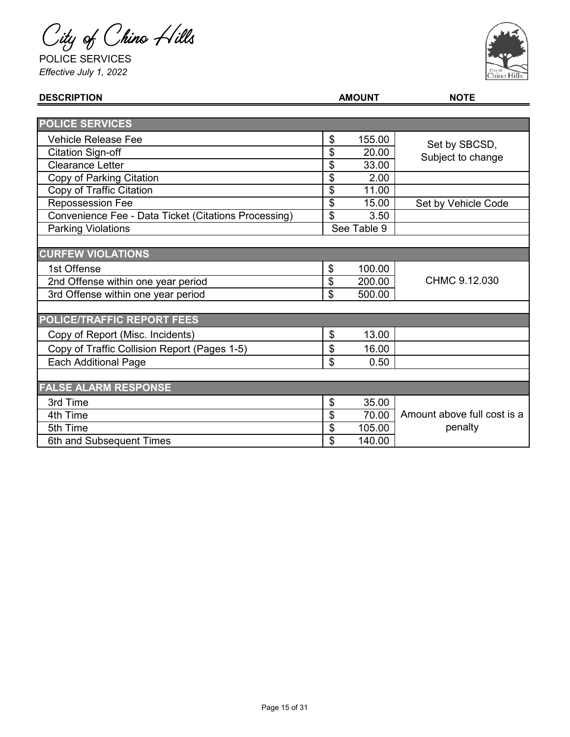City of Chino Hills

POLICE SERVICES

*Effective July 1, 2022*

| DESCRIPTION | AMOUNT | NOTE |
|---|---|---|
| **POLICE SERVICES** | | |
| Vehicle Release Fee | $ 155.00 | Set by SBCSD, Subject to change |
| Citation Sign-off | $ 20.00 | |
| Clearance Letter | $ 33.00 | |
| Copy of Parking Citation | $ 2.00 | |
| Copy of Traffic Citation | $ 11.00 | |
| Repossession Fee | $ 15.00 | Set by Vehicle Code |
| Convenience Fee - Data Ticket (Citations Processing) | $ 3.50 | |
| Parking Violations | See Table 9 | |
| **CURFEW VIOLATIONS** | | |
| 1st Offense | $ 100.00 | CHMC 9.12.030 |
| 2nd Offense within one year period | $ 200.00 | |
| 3rd Offense within one year period | $ 500.00 | |
| **POLICE/TRAFFIC REPORT FEES** | | |
| Copy of Report (Misc. Incidents) | $ 13.00 | |
| Copy of Traffic Collision Report (Pages 1-5) | $ 16.00 | |
| Each Additional Page | $ 0.50 | |
| **FALSE ALARM RESPONSE** | | |
| 3rd Time | $ 35.00 | Amount above full cost is a penalty |
| 4th Time | $ 70.00 | |
| 5th Time | $ 105.00 | |
| 6th and Subsequent Times | $ 140.00 | |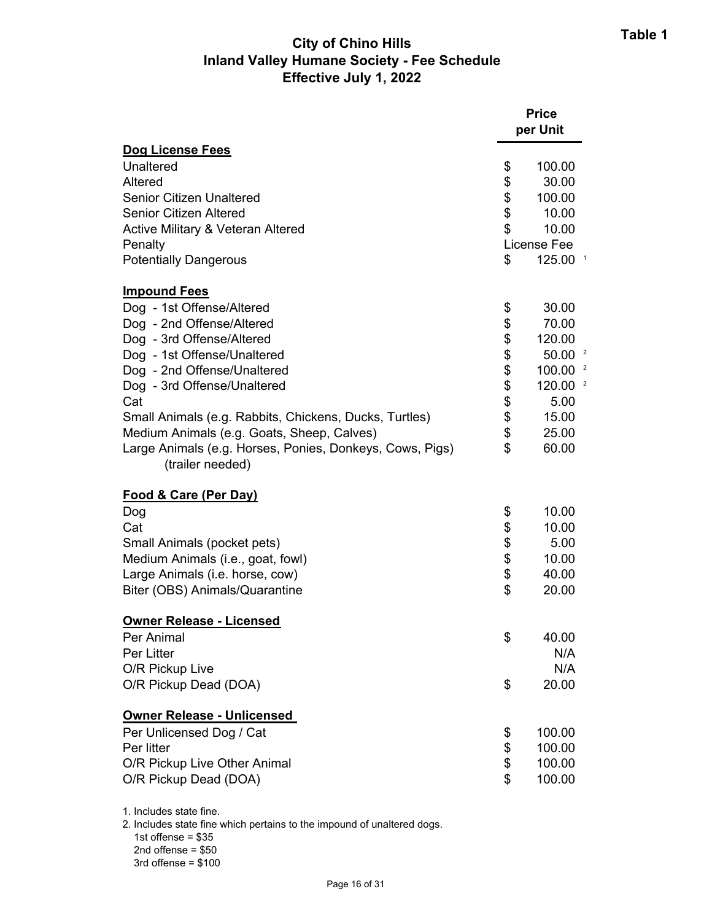**Table 1**

# City of Chino Hills
## Inland Valley Humane Society - Fee Schedule
## Effective July 1, 2022

| | Price per Unit |
|---|---|
| **Dog License Fees** | |
| Unaltered | $ 100.00 |
| Altered | $ 30.00 |
| Senior Citizen Unaltered | $ 100.00 |
| Senior Citizen Altered | $ 10.00 |
| Active Military & Veteran Altered | $ 10.00 |
| Penalty | License Fee |
| Potentially Dangerous | $ 125.00 [1] |
| **Impound Fees** | |
| Dog - 1st Offense/Altered | $ 30.00 |
| Dog - 2nd Offense/Altered | $ 70.00 |
| Dog - 3rd Offense/Altered | $ 120.00 |
| Dog - 1st Offense/Unaltered | $ 50.00 [2] |
| Dog - 2nd Offense/Unaltered | $ 100.00 [2] |
| Dog - 3rd Offense/Unaltered | $ 120.00 [2] |
| Cat | $ 5.00 |
| Small Animals (e.g. Rabbits, Chickens, Ducks, Turtles) | $ 15.00 |
| Medium Animals (e.g. Goats, Sheep, Calves) | $ 25.00 |
| Large Animals (e.g. Horses, Ponies, Donkeys, Cows, Pigs) (trailer needed) | $ 60.00 |
| **Food & Care (Per Day)** | |
| Dog | $ 10.00 |
| Cat | $ 10.00 |
| Small Animals (pocket pets) | $ 5.00 |
| Medium Animals (i.e., goat, fowl) | $ 10.00 |
| Large Animals (i.e. horse, cow) | $ 40.00 |
| Biter (OBS) Animals/Quarantine | $ 20.00 |
| **Owner Release - Licensed** | |
| Per Animal | $ 40.00 |
| Per Litter | N/A |
| O/R Pickup Live | N/A |
| O/R Pickup Dead (DOA) | $ 20.00 |
| **Owner Release - Unlicensed** | |
| Per Unlicensed Dog / Cat | $ 100.00 |
| Per litter | $ 100.00 |
| O/R Pickup Live Other Animal | $ 100.00 |
| O/R Pickup Dead (DOA) | $ 100.00 |

1. Includes state fine.
2. Includes state fine which pertains to the impound of unaltered dogs.
   1st offense = $35
   2nd offense = $50
   3rd offense = $100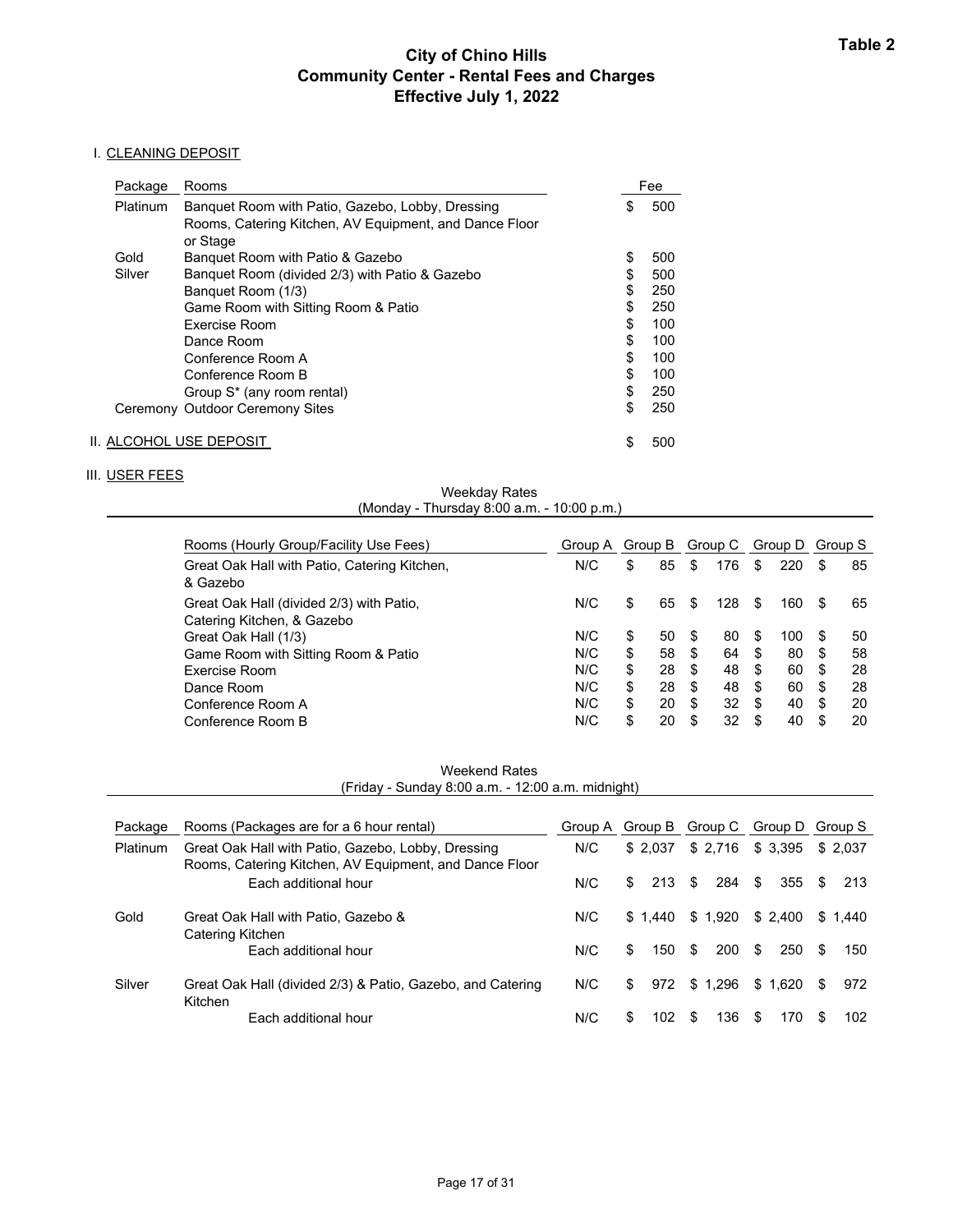**Table 2**

# City of Chino Hills
## Community Center - Rental Fees and Charges
### Effective July 1, 2022

I. CLEANING DEPOSIT

| Package | Rooms | Fee |
|---|---|---|
| Platinum | Banquet Room with Patio, Gazebo, Lobby, Dressing Rooms, Catering Kitchen, AV Equipment, and Dance Floor or Stage | $ 500 |
| Gold | Banquet Room with Patio & Gazebo | $ 500 |
| Silver | Banquet Room (divided 2/3) with Patio & Gazebo | $ 500 |
| | Banquet Room (1/3) | $ 250 |
| | Game Room with Sitting Room & Patio | $ 250 |
| | Exercise Room | $ 100 |
| | Dance Room | $ 100 |
| | Conference Room A | $ 100 |
| | Conference Room B | $ 100 |
| | Group S* (any room rental) | $ 250 |
| Ceremony | Outdoor Ceremony Sites | $ 250 |

II. ALCOHOL USE DEPOSIT $ 500

III. USER FEES

Weekday Rates
(Monday - Thursday 8:00 a.m. - 10:00 p.m.)

| Rooms (Hourly Group/Facility Use Fees) | Group A | Group B | Group C | Group D | Group S |
|---|---|---|---|---|---|
| Great Oak Hall with Patio, Catering Kitchen, & Gazebo | N/C | $ 85 | $ 176 | $ 220 | $ 85 |
| Great Oak Hall (divided 2/3) with Patio, Catering Kitchen, & Gazebo | N/C | $ 65 | $ 128 | $ 160 | $ 65 |
| Great Oak Hall (1/3) | N/C | $ 50 | $ 80 | $ 100 | $ 50 |
| Game Room with Sitting Room & Patio | N/C | $ 58 | $ 64 | $ 80 | $ 58 |
| Exercise Room | N/C | $ 28 | $ 48 | $ 60 | $ 28 |
| Dance Room | N/C | $ 28 | $ 48 | $ 60 | $ 28 |
| Conference Room A | N/C | $ 20 | $ 32 | $ 40 | $ 20 |
| Conference Room B | N/C | $ 20 | $ 32 | $ 40 | $ 20 |

Weekend Rates
(Friday - Sunday 8:00 a.m. - 12:00 a.m. midnight)

| Package | Rooms (Packages are for a 6 hour rental) | Group A | Group B | Group C | Group D | Group S |
|---|---|---|---|---|---|---|
| Platinum | Great Oak Hall with Patio, Gazebo, Lobby, Dressing Rooms, Catering Kitchen, AV Equipment, and Dance Floor | N/C | $ 2,037 | $ 2,716 | $ 3,395 | $ 2,037 |
| | Each additional hour | N/C | $ 213 | $ 284 | $ 355 | $ 213 |
| Gold | Great Oak Hall with Patio, Gazebo & Catering Kitchen | N/C | $ 1,440 | $ 1,920 | $ 2,400 | $ 1,440 |
| | Each additional hour | N/C | $ 150 | $ 200 | $ 250 | $ 150 |
| Silver | Great Oak Hall (divided 2/3) & Patio, Gazebo, and Catering Kitchen | N/C | $ 972 | $ 1,296 | $ 1,620 | $ 972 |
| | Each additional hour | N/C | $ 102 | $ 136 | $ 170 | $ 102 |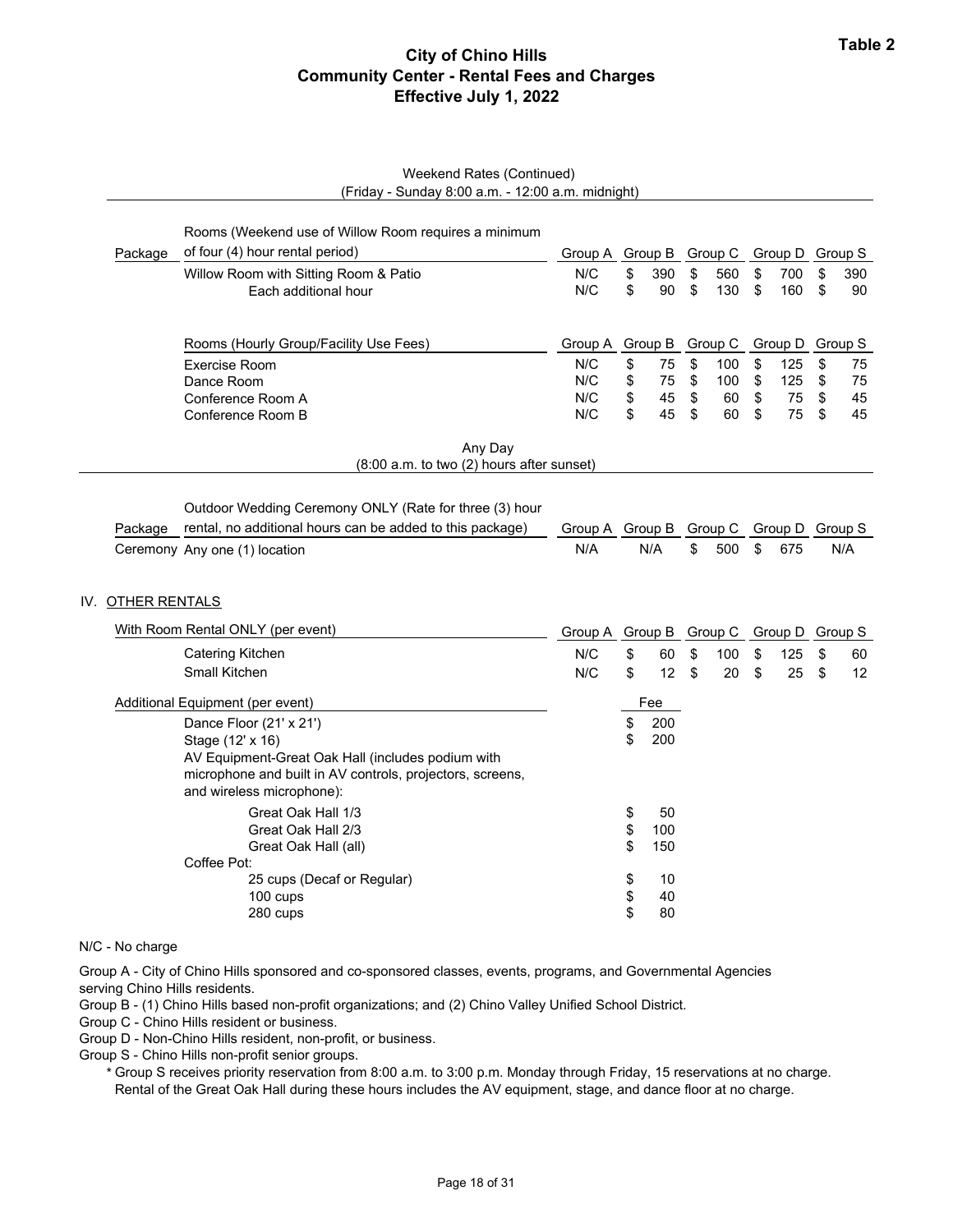**Table 2**

# City of Chino Hills
## Community Center - Rental Fees and Charges
### Effective July 1, 2022

Weekend Rates (Continued)
(Friday - Sunday 8:00 a.m. - 12:00 a.m. midnight)

| Package | Rooms (Weekend use of Willow Room requires a minimum of four (4) hour rental period) | Group A | Group B | Group C | Group D | Group S |
|---|---|---|---|---|---|---|
| | Willow Room with Sitting Room & Patio | N/C | $ 390 | $ 560 | $ 700 | $ 390 |
| | Each additional hour | N/C | $ 90 | $ 130 | $ 160 | $ 90 |

| Rooms (Hourly Group/Facility Use Fees) | Group A | Group B | Group C | Group D | Group S |
|---|---|---|---|---|---|
| Exercise Room | N/C | $ 75 | $ 100 | $ 125 | $ 75 |
| Dance Room | N/C | $ 75 | $ 100 | $ 125 | $ 75 |
| Conference Room A | N/C | $ 45 | $ 60 | $ 75 | $ 45 |
| Conference Room B | N/C | $ 45 | $ 60 | $ 75 | $ 45 |

Any Day
(8:00 a.m. to two (2) hours after sunset)

| Package | Outdoor Wedding Ceremony ONLY (Rate for three (3) hour rental, no additional hours can be added to this package) | Group A | Group B | Group C | Group D | Group S |
|---|---|---|---|---|---|---|
| Ceremony | Any one (1) location | N/A | N/A | $ 500 | $ 675 | N/A |

IV. OTHER RENTALS

| With Room Rental ONLY (per event) | Group A | Group B | Group C | Group D | Group S |
|---|---|---|---|---|---|
| Catering Kitchen | N/C | $ 60 | $ 100 | $ 125 | $ 60 |
| Small Kitchen | N/C | $ 12 | $ 20 | $ 25 | $ 12 |

| Additional Equipment (per event) | Fee |
|---|---|
| Dance Floor (21' x 21') | $ 200 |
| Stage (12' x 16) | $ 200 |
| AV Equipment-Great Oak Hall (includes podium with microphone and built in AV controls, projectors, screens, and wireless microphone): | |
| Great Oak Hall 1/3 | $ 50 |
| Great Oak Hall 2/3 | $ 100 |
| Great Oak Hall (all) | $ 150 |
| Coffee Pot: | |
| 25 cups (Decaf or Regular) | $ 10 |
| 100 cups | $ 40 |
| 280 cups | $ 80 |

N/C - No charge

Group A - City of Chino Hills sponsored and co-sponsored classes, events, programs, and Governmental Agencies serving Chino Hills residents.
Group B - (1) Chino Hills based non-profit organizations; and (2) Chino Valley Unified School District.
Group C - Chino Hills resident or business.
Group D - Non-Chino Hills resident, non-profit, or business.
Group S - Chino Hills non-profit senior groups.

\* Group S receives priority reservation from 8:00 a.m. to 3:00 p.m. Monday through Friday, 15 reservations at no charge. Rental of the Great Oak Hall during these hours includes the AV equipment, stage, and dance floor at no charge.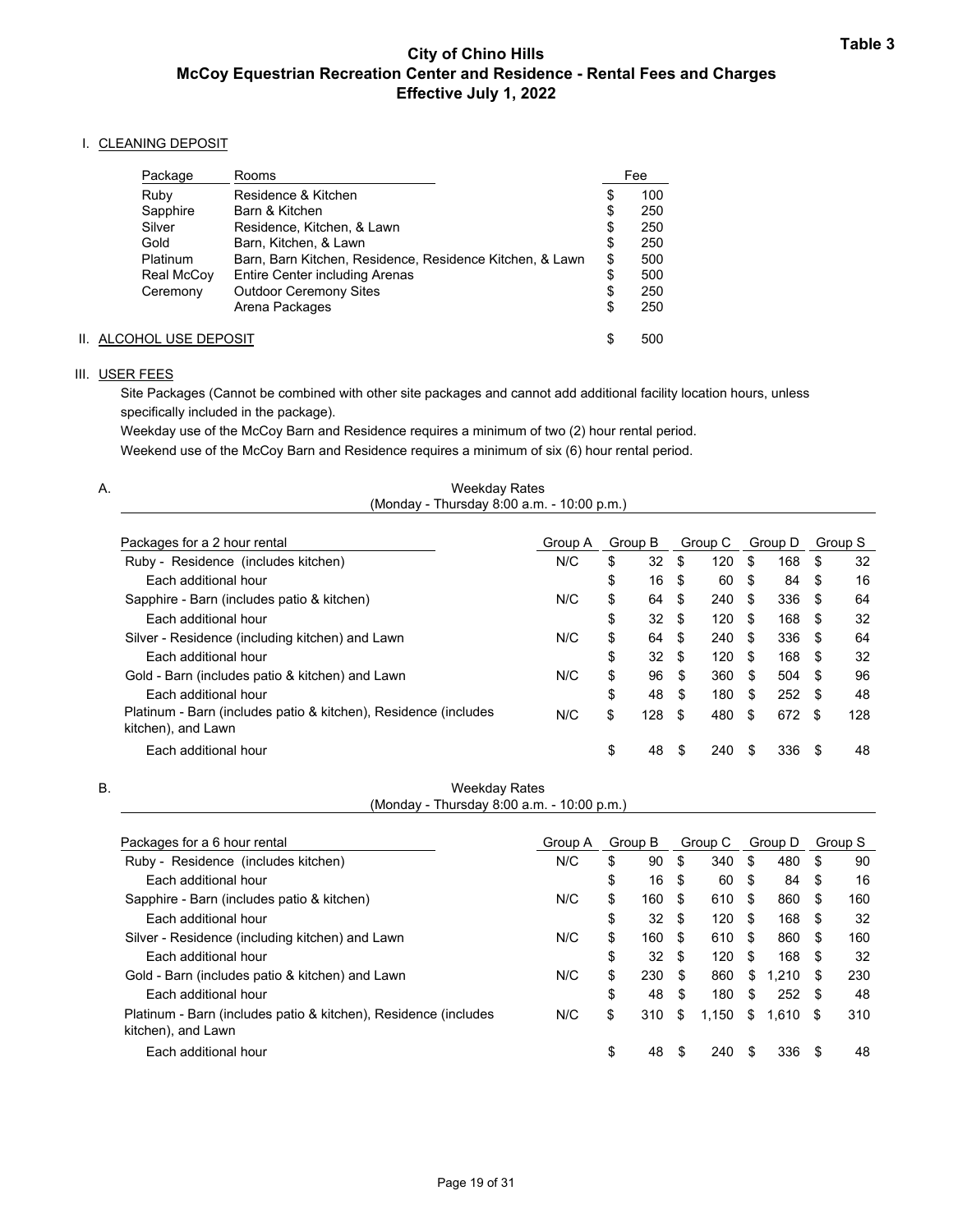**Table 3**

# City of Chino Hills
## McCoy Equestrian Recreation Center and Residence - Rental Fees and Charges
### Effective July 1, 2022

I. CLEANING DEPOSIT

| Package | Rooms | Fee |
|---|---|---|
| Ruby | Residence & Kitchen | $ 100 |
| Sapphire | Barn & Kitchen | $ 250 |
| Silver | Residence, Kitchen, & Lawn | $ 250 |
| Gold | Barn, Kitchen, & Lawn | $ 250 |
| Platinum | Barn, Barn Kitchen, Residence, Residence Kitchen, & Lawn | $ 500 |
| Real McCoy | Entire Center including Arenas | $ 500 |
| Ceremony | Outdoor Ceremony Sites | $ 250 |
| | Arena Packages | $ 250 |

II. ALCOHOL USE DEPOSIT — $ 500

III. USER FEES

Site Packages (Cannot be combined with other site packages and cannot add additional facility location hours, unless specifically included in the package).

Weekday use of the McCoy Barn and Residence requires a minimum of two (2) hour rental period.

Weekend use of the McCoy Barn and Residence requires a minimum of six (6) hour rental period.

A. Weekday Rates (Monday - Thursday 8:00 a.m. - 10:00 p.m.)

| Packages for a 2 hour rental | Group A | Group B | Group C | Group D | Group S |
|---|---|---|---|---|---|
| Ruby - Residence (includes kitchen) | N/C | $ 32 | $ 120 | $ 168 | $ 32 |
| Each additional hour | | $ 16 | $ 60 | $ 84 | $ 16 |
| Sapphire - Barn (includes patio & kitchen) | N/C | $ 64 | $ 240 | $ 336 | $ 64 |
| Each additional hour | | $ 32 | $ 120 | $ 168 | $ 32 |
| Silver - Residence (including kitchen) and Lawn | N/C | $ 64 | $ 240 | $ 336 | $ 64 |
| Each additional hour | | $ 32 | $ 120 | $ 168 | $ 32 |
| Gold - Barn (includes patio & kitchen) and Lawn | N/C | $ 96 | $ 360 | $ 504 | $ 96 |
| Each additional hour | | $ 48 | $ 180 | $ 252 | $ 48 |
| Platinum - Barn (includes patio & kitchen), Residence (includes kitchen), and Lawn | N/C | $ 128 | $ 480 | $ 672 | $ 128 |
| Each additional hour | | $ 48 | $ 240 | $ 336 | $ 48 |

B. Weekday Rates (Monday - Thursday 8:00 a.m. - 10:00 p.m.)

| Packages for a 6 hour rental | Group A | Group B | Group C | Group D | Group S |
|---|---|---|---|---|---|
| Ruby - Residence (includes kitchen) | N/C | $ 90 | $ 340 | $ 480 | $ 90 |
| Each additional hour | | $ 16 | $ 60 | $ 84 | $ 16 |
| Sapphire - Barn (includes patio & kitchen) | N/C | $ 160 | $ 610 | $ 860 | $ 160 |
| Each additional hour | | $ 32 | $ 120 | $ 168 | $ 32 |
| Silver - Residence (including kitchen) and Lawn | N/C | $ 160 | $ 610 | $ 860 | $ 160 |
| Each additional hour | | $ 32 | $ 120 | $ 168 | $ 32 |
| Gold - Barn (includes patio & kitchen) and Lawn | N/C | $ 230 | $ 860 | $ 1,210 | $ 230 |
| Each additional hour | | $ 48 | $ 180 | $ 252 | $ 48 |
| Platinum - Barn (includes patio & kitchen), Residence (includes kitchen), and Lawn | N/C | $ 310 | $ 1,150 | $ 1,610 | $ 310 |
| Each additional hour | | $ 48 | $ 240 | $ 336 | $ 48 |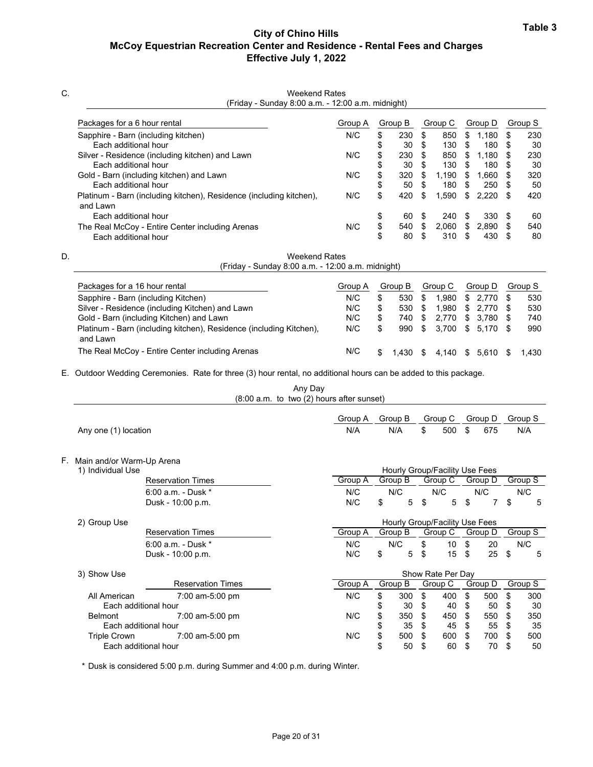**Table 3**

# City of Chino Hills
## McCoy Equestrian Recreation Center and Residence - Rental Fees and Charges
### Effective July 1, 2022

C. Weekend Rates
(Friday - Sunday 8:00 a.m. - 12:00 a.m. midnight)

| Packages for a 6 hour rental | Group A | Group B | Group C | Group D | Group S |
|---|---|---|---|---|---|
| Sapphire - Barn (including kitchen) | N/C | $ 230 | $ 850 | $ 1,180 | $ 230 |
| Each additional hour | | $ 30 | $ 130 | $ 180 | $ 30 |
| Silver - Residence (including kitchen) and Lawn | N/C | $ 230 | $ 850 | $ 1,180 | $ 230 |
| Each additional hour | | $ 30 | $ 130 | $ 180 | $ 30 |
| Gold - Barn (including kitchen) and Lawn | N/C | $ 320 | $ 1,190 | $ 1,660 | $ 320 |
| Each additional hour | | $ 50 | $ 180 | $ 250 | $ 50 |
| Platinum - Barn (including kitchen), Residence (including kitchen), and Lawn | N/C | $ 420 | $ 1,590 | $ 2,220 | $ 420 |
| Each additional hour | | $ 60 | $ 240 | $ 330 | $ 60 |
| The Real McCoy - Entire Center including Arenas | N/C | $ 540 | $ 2,060 | $ 2,890 | $ 540 |
| Each additional hour | | $ 80 | $ 310 | $ 430 | $ 80 |

D. Weekend Rates
(Friday - Sunday 8:00 a.m. - 12:00 a.m. midnight)

| Packages for a 16 hour rental | Group A | Group B | Group C | Group D | Group S |
|---|---|---|---|---|---|
| Sapphire - Barn (including Kitchen) | N/C | $ 530 | $ 1,980 | $ 2,770 | $ 530 |
| Silver - Residence (including Kitchen) and Lawn | N/C | $ 530 | $ 1,980 | $ 2,770 | $ 530 |
| Gold - Barn (including Kitchen) and Lawn | N/C | $ 740 | $ 2,770 | $ 3,780 | $ 740 |
| Platinum - Barn (including kitchen), Residence (including Kitchen), and Lawn | N/C | $ 990 | $ 3,700 | $ 5,170 | $ 990 |
| The Real McCoy - Entire Center including Arenas | N/C | $ 1,430 | $ 4,140 | $ 5,610 | $ 1,430 |

E. Outdoor Wedding Ceremonies. Rate for three (3) hour rental, no additional hours can be added to this package.

Any Day
(8:00 a.m. to two (2) hours after sunset)

| | Group A | Group B | Group C | Group D | Group S |
|---|---|---|---|---|---|
| Any one (1) location | N/A | N/A | $ 500 | $ 675 | N/A |

F. Main and/or Warm-Up Arena

1) Individual Use

| Reservation Times (Hourly Group/Facility Use Fees) | Group A | Group B | Group C | Group D | Group S |
|---|---|---|---|---|---|
| 6:00 a.m. - Dusk * | N/C | N/C | N/C | N/C | N/C |
| Dusk - 10:00 p.m. | N/C | $ 5 | $ 5 | $ 7 | $ 5 |

2) Group Use

| Reservation Times (Hourly Group/Facility Use Fees) | Group A | Group B | Group C | Group D | Group S |
|---|---|---|---|---|---|
| 6:00 a.m. - Dusk * | N/C | N/C | $ 10 | $ 20 | N/C |
| Dusk - 10:00 p.m. | N/C | $ 5 | $ 15 | $ 25 | $ 5 |

3) Show Use

| | Reservation Times (Show Rate Per Day) | Group A | Group B | Group C | Group D | Group S |
|---|---|---|---|---|---|---|
| All American | 7:00 am-5:00 pm | N/C | $ 300 | $ 400 | $ 500 | $ 300 |
| Each additional hour | | | $ 30 | $ 40 | $ 50 | $ 30 |
| Belmont | 7:00 am-5:00 pm | N/C | $ 350 | $ 450 | $ 550 | $ 350 |
| Each additional hour | | | $ 35 | $ 45 | $ 55 | $ 35 |
| Triple Crown | 7:00 am-5:00 pm | N/C | $ 500 | $ 600 | $ 700 | $ 500 |
| Each additional hour | | | $ 50 | $ 60 | $ 70 | $ 50 |

* Dusk is considered 5:00 p.m. during Summer and 4:00 p.m. during Winter.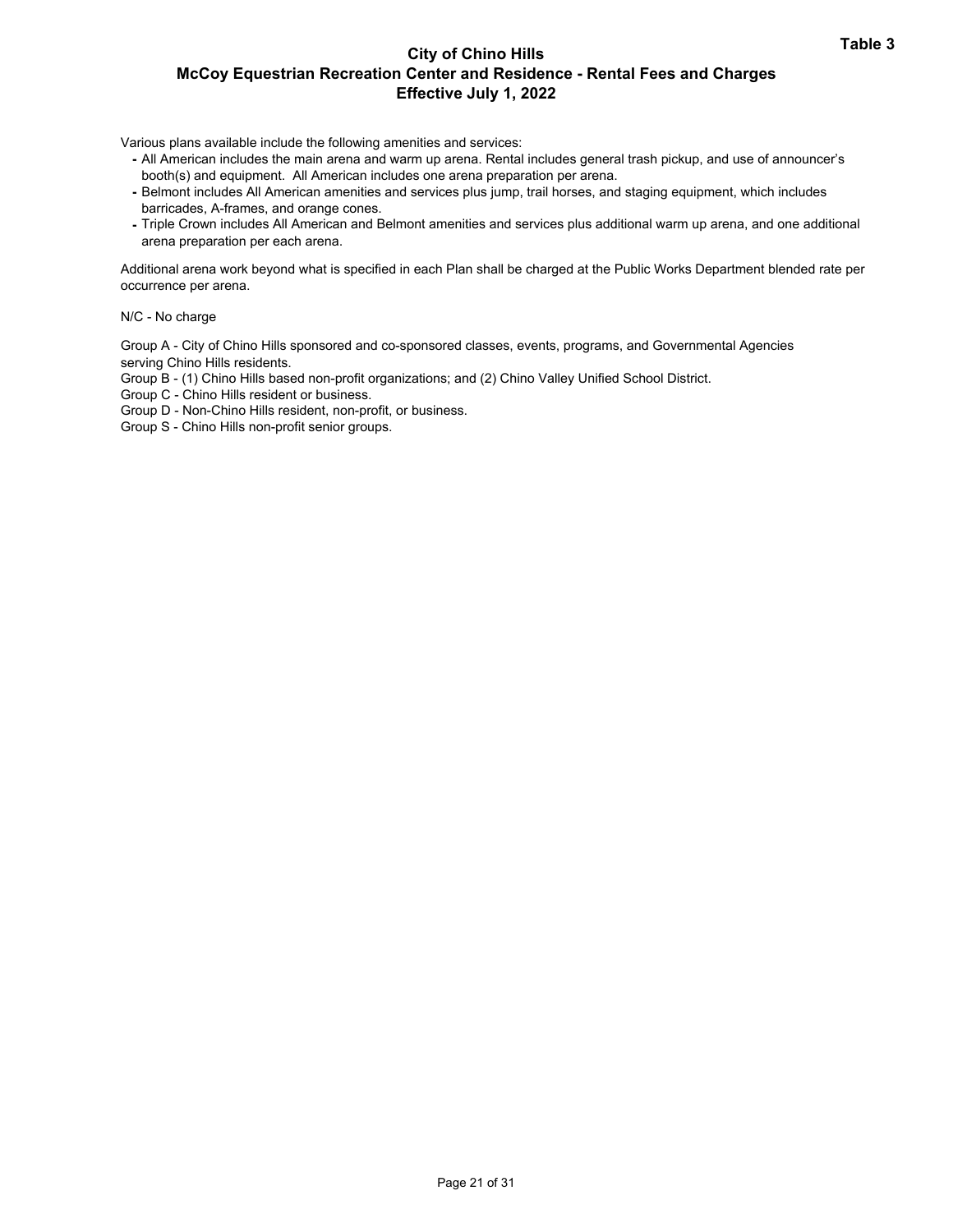Table 3

## City of Chino Hills
## McCoy Equestrian Recreation Center and Residence - Rental Fees and Charges
## Effective July 1, 2022

Various plans available include the following amenities and services:

- All American includes the main arena and warm up arena. Rental includes general trash pickup, and use of announcer's booth(s) and equipment. All American includes one arena preparation per arena.
- Belmont includes All American amenities and services plus jump, trail horses, and staging equipment, which includes barricades, A-frames, and orange cones.
- Triple Crown includes All American and Belmont amenities and services plus additional warm up arena, and one additional arena preparation per each arena.

Additional arena work beyond what is specified in each Plan shall be charged at the Public Works Department blended rate per occurrence per arena.

N/C - No charge

Group A - City of Chino Hills sponsored and co-sponsored classes, events, programs, and Governmental Agencies serving Chino Hills residents.
Group B - (1) Chino Hills based non-profit organizations; and (2) Chino Valley Unified School District.
Group C - Chino Hills resident or business.
Group D - Non-Chino Hills resident, non-profit, or business.
Group S - Chino Hills non-profit senior groups.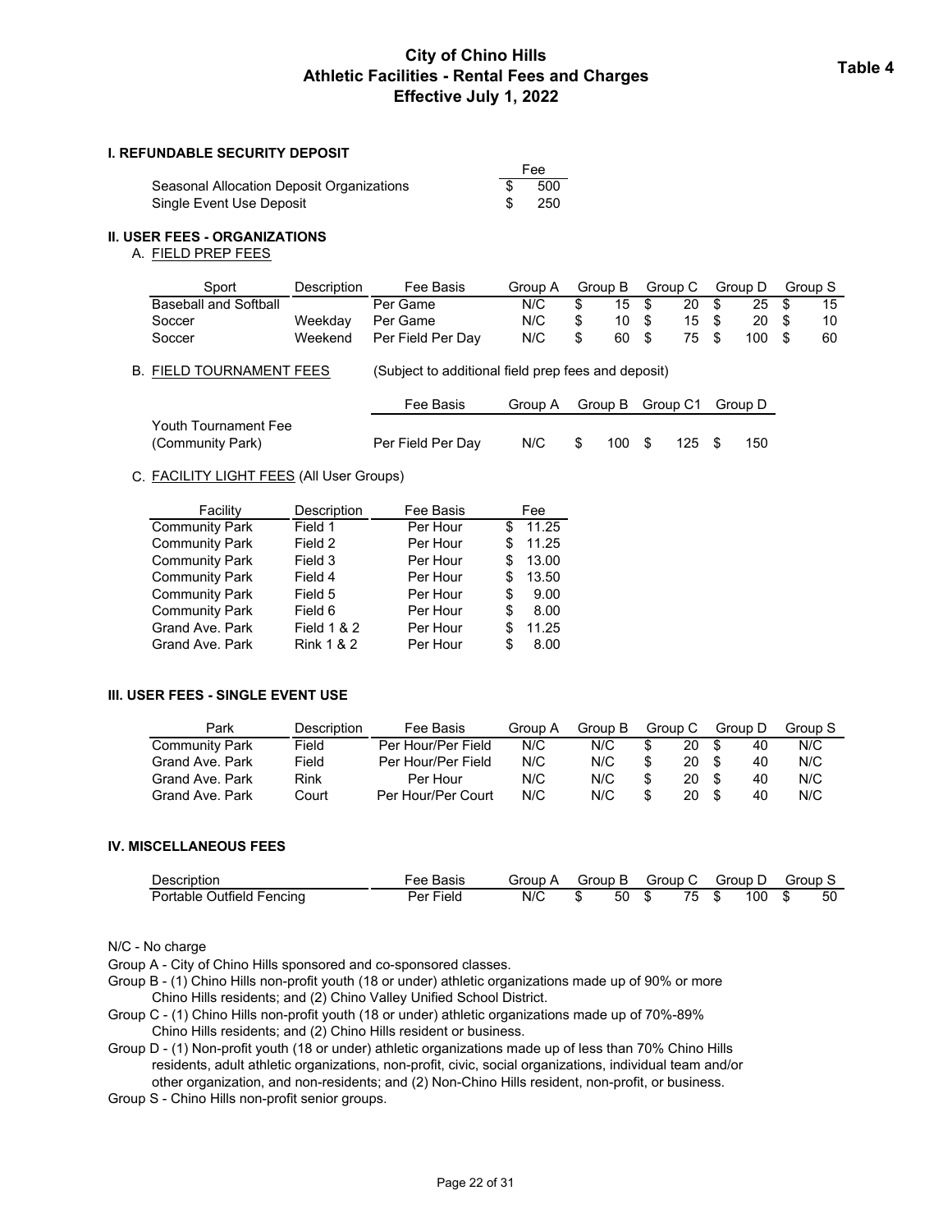# City of Chino Hills
# Athletic Facilities - Rental Fees and Charges
# Effective July 1, 2022

**Table 4**

### I. REFUNDABLE SECURITY DEPOSIT

| | Fee |
|---|---|
| Seasonal Allocation Deposit Organizations | $ 500 |
| Single Event Use Deposit | $ 250 |

### II. USER FEES - ORGANIZATIONS

A. FIELD PREP FEES

| Sport | Description | Fee Basis | Group A | Group B | Group C | Group D | Group S |
|---|---|---|---|---|---|---|---|
| Baseball and Softball | | Per Game | N/C | $ 15 | $ 20 | $ 25 | $ 15 |
| Soccer | Weekday | Per Game | N/C | $ 10 | $ 15 | $ 20 | $ 10 |
| Soccer | Weekend | Per Field Per Day | N/C | $ 60 | $ 75 | $ 100 | $ 60 |

B. FIELD TOURNAMENT FEES (Subject to additional field prep fees and deposit)

| | Fee Basis | Group A | Group B | Group C1 | Group D |
|---|---|---|---|---|---|
| Youth Tournament Fee (Community Park) | Per Field Per Day | N/C | $ 100 | $ 125 | $ 150 |

C. FACILITY LIGHT FEES (All User Groups)

| Facility | Description | Fee Basis | Fee |
|---|---|---|---|
| Community Park | Field 1 | Per Hour | $ 11.25 |
| Community Park | Field 2 | Per Hour | $ 11.25 |
| Community Park | Field 3 | Per Hour | $ 13.00 |
| Community Park | Field 4 | Per Hour | $ 13.50 |
| Community Park | Field 5 | Per Hour | $ 9.00 |
| Community Park | Field 6 | Per Hour | $ 8.00 |
| Grand Ave. Park | Field 1 & 2 | Per Hour | $ 11.25 |
| Grand Ave. Park | Rink 1 & 2 | Per Hour | $ 8.00 |

### III. USER FEES - SINGLE EVENT USE

| Park | Description | Fee Basis | Group A | Group B | Group C | Group D | Group S |
|---|---|---|---|---|---|---|---|
| Community Park | Field | Per Hour/Per Field | N/C | N/C | $ 20 | $ 40 | N/C |
| Grand Ave. Park | Field | Per Hour/Per Field | N/C | N/C | $ 20 | $ 40 | N/C |
| Grand Ave. Park | Rink | Per Hour | N/C | N/C | $ 20 | $ 40 | N/C |
| Grand Ave. Park | Court | Per Hour/Per Court | N/C | N/C | $ 20 | $ 40 | N/C |

### IV. MISCELLANEOUS FEES

| Description | Fee Basis | Group A | Group B | Group C | Group D | Group S |
|---|---|---|---|---|---|---|
| Portable Outfield Fencing | Per Field | N/C | $ 50 | $ 75 | $ 100 | $ 50 |

N/C - No charge

Group A - City of Chino Hills sponsored and co-sponsored classes.

Group B - (1) Chino Hills non-profit youth (18 or under) athletic organizations made up of 90% or more Chino Hills residents; and (2) Chino Valley Unified School District.

Group C - (1) Chino Hills non-profit youth (18 or under) athletic organizations made up of 70%-89% Chino Hills residents; and (2) Chino Hills resident or business.

Group D - (1) Non-profit youth (18 or under) athletic organizations made up of less than 70% Chino Hills residents, adult athletic organizations, non-profit, civic, social organizations, individual team and/or other organization, and non-residents; and (2) Non-Chino Hills resident, non-profit, or business.

Group S - Chino Hills non-profit senior groups.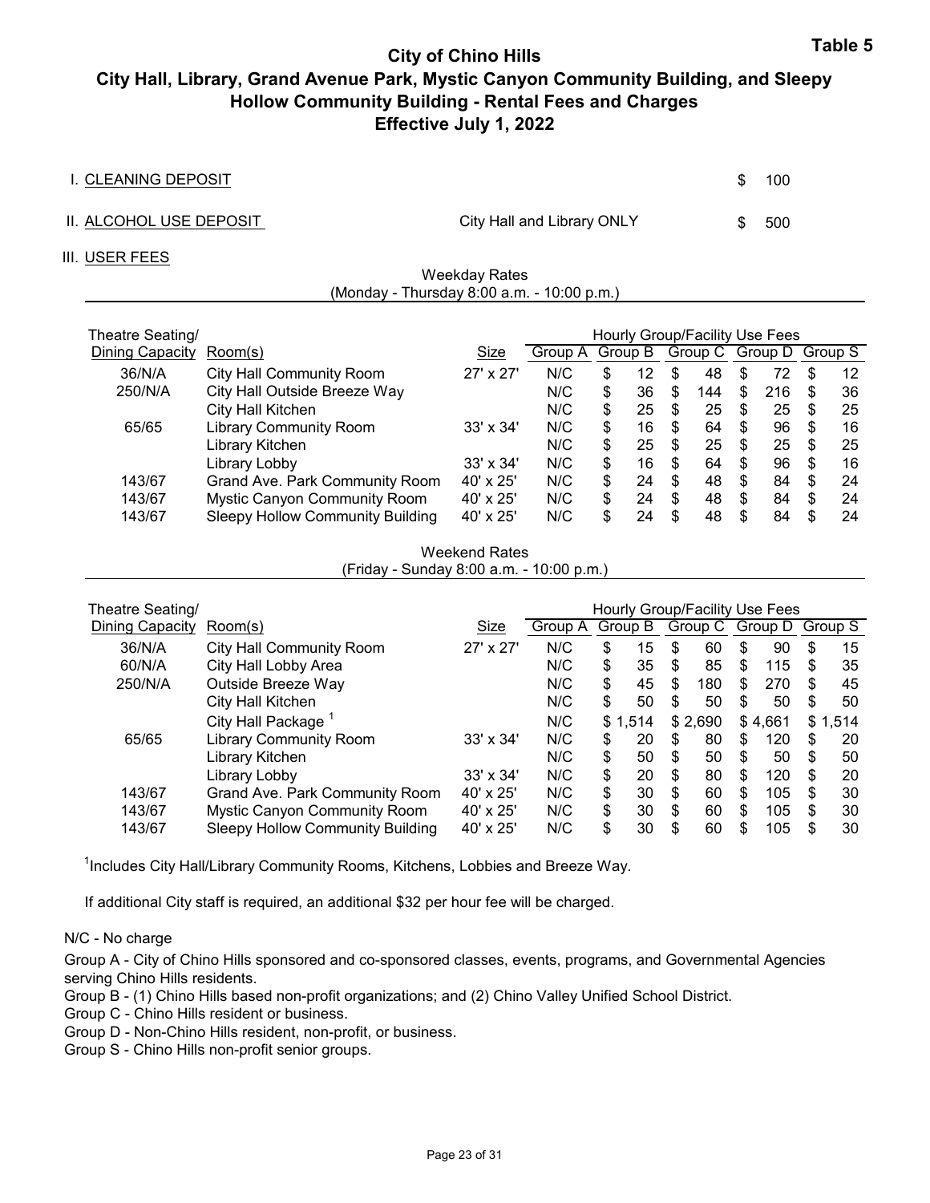**Table 5**

# City of Chino Hills

## City Hall, Library, Grand Avenue Park, Mystic Canyon Community Building, and Sleepy Hollow Community Building - Rental Fees and Charges

### Effective July 1, 2022

I. CLEANING DEPOSIT $ 100

II. ALCOHOL USE DEPOSIT — City Hall and Library ONLY $ 500

III. USER FEES

Weekday Rates
(Monday - Thursday 8:00 a.m. - 10:00 p.m.)

| Theatre Seating/ Dining Capacity | Room(s) | Size | Hourly Group/Facility Use Fees | | | | |
|---|---|---|---|---|---|---|---|
| | | | Group A | Group B | Group C | Group D | Group S |
| 36/N/A | City Hall Community Room | 27' x 27' | N/C | $ 12 | $ 48 | $ 72 | $ 12 |
| 250/N/A | City Hall Outside Breeze Way | | N/C | $ 36 | $ 144 | $ 216 | $ 36 |
| | City Hall Kitchen | | N/C | $ 25 | $ 25 | $ 25 | $ 25 |
| 65/65 | Library Community Room | 33' x 34' | N/C | $ 16 | $ 64 | $ 96 | $ 16 |
| | Library Kitchen | | N/C | $ 25 | $ 25 | $ 25 | $ 25 |
| | Library Lobby | 33' x 34' | N/C | $ 16 | $ 64 | $ 96 | $ 16 |
| 143/67 | Grand Ave. Park Community Room | 40' x 25' | N/C | $ 24 | $ 48 | $ 84 | $ 24 |
| 143/67 | Mystic Canyon Community Room | 40' x 25' | N/C | $ 24 | $ 48 | $ 84 | $ 24 |
| 143/67 | Sleepy Hollow Community Building | 40' x 25' | N/C | $ 24 | $ 48 | $ 84 | $ 24 |

Weekend Rates
(Friday - Sunday 8:00 a.m. - 10:00 p.m.)

| Theatre Seating/ Dining Capacity | Room(s) | Size | Hourly Group/Facility Use Fees | | | | |
|---|---|---|---|---|---|---|---|
| | | | Group A | Group B | Group C | Group D | Group S |
| 36/N/A | City Hall Community Room | 27' x 27' | N/C | $ 15 | $ 60 | $ 90 | $ 15 |
| 60/N/A | City Hall Lobby Area | | N/C | $ 35 | $ 85 | $ 115 | $ 35 |
| 250/N/A | Outside Breeze Way | | N/C | $ 45 | $ 180 | $ 270 | $ 45 |
| | City Hall Kitchen | | N/C | $ 50 | $ 50 | $ 50 | $ 50 |
| | City Hall Package [1] | | N/C | $ 1,514 | $ 2,690 | $ 4,661 | $ 1,514 |
| 65/65 | Library Community Room | 33' x 34' | N/C | $ 20 | $ 80 | $ 120 | $ 20 |
| | Library Kitchen | | N/C | $ 50 | $ 50 | $ 50 | $ 50 |
| | Library Lobby | 33' x 34' | N/C | $ 20 | $ 80 | $ 120 | $ 20 |
| 143/67 | Grand Ave. Park Community Room | 40' x 25' | N/C | $ 30 | $ 60 | $ 105 | $ 30 |
| 143/67 | Mystic Canyon Community Room | 40' x 25' | N/C | $ 30 | $ 60 | $ 105 | $ 30 |
| 143/67 | Sleepy Hollow Community Building | 40' x 25' | N/C | $ 30 | $ 60 | $ 105 | $ 30 |

[1] Includes City Hall/Library Community Rooms, Kitchens, Lobbies and Breeze Way.

If additional City staff is required, an additional $32 per hour fee will be charged.

N/C - No charge

Group A - City of Chino Hills sponsored and co-sponsored classes, events, programs, and Governmental Agencies serving Chino Hills residents.

Group B - (1) Chino Hills based non-profit organizations; and (2) Chino Valley Unified School District.

Group C - Chino Hills resident or business.

Group D - Non-Chino Hills resident, non-profit, or business.

Group S - Chino Hills non-profit senior groups.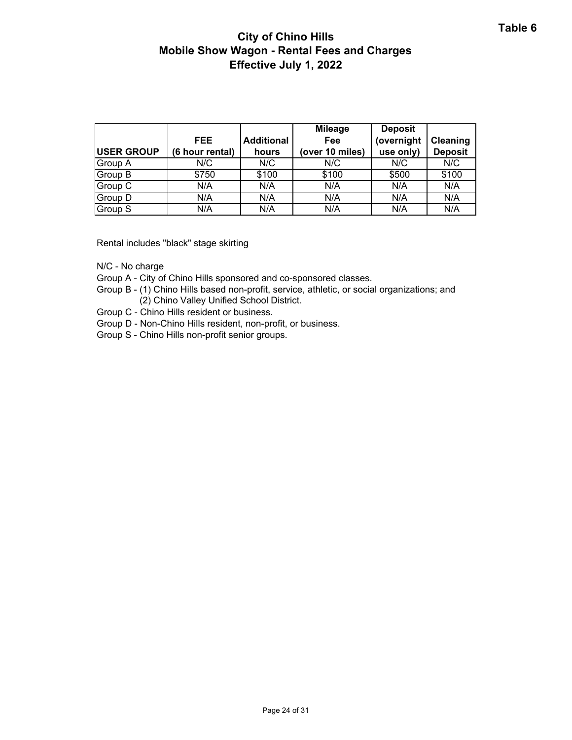**Table 6**

# City of Chino Hills
## Mobile Show Wagon - Rental Fees and Charges
## Effective July 1, 2022

| USER GROUP | FEE (6 hour rental) | Additional hours | Mileage Fee (over 10 miles) | Deposit (overnight use only) | Cleaning Deposit |
|---|---|---|---|---|---|
| Group A | N/C | N/C | N/C | N/C | N/C |
| Group B | $750 | $100 | $100 | $500 | $100 |
| Group C | N/A | N/A | N/A | N/A | N/A |
| Group D | N/A | N/A | N/A | N/A | N/A |
| Group S | N/A | N/A | N/A | N/A | N/A |

Rental includes "black" stage skirting

N/C - No charge

Group A - City of Chino Hills sponsored and co-sponsored classes.

Group B - (1) Chino Hills based non-profit, service, athletic, or social organizations; and
(2) Chino Valley Unified School District.

Group C - Chino Hills resident or business.

Group D - Non-Chino Hills resident, non-profit, or business.

Group S - Chino Hills non-profit senior groups.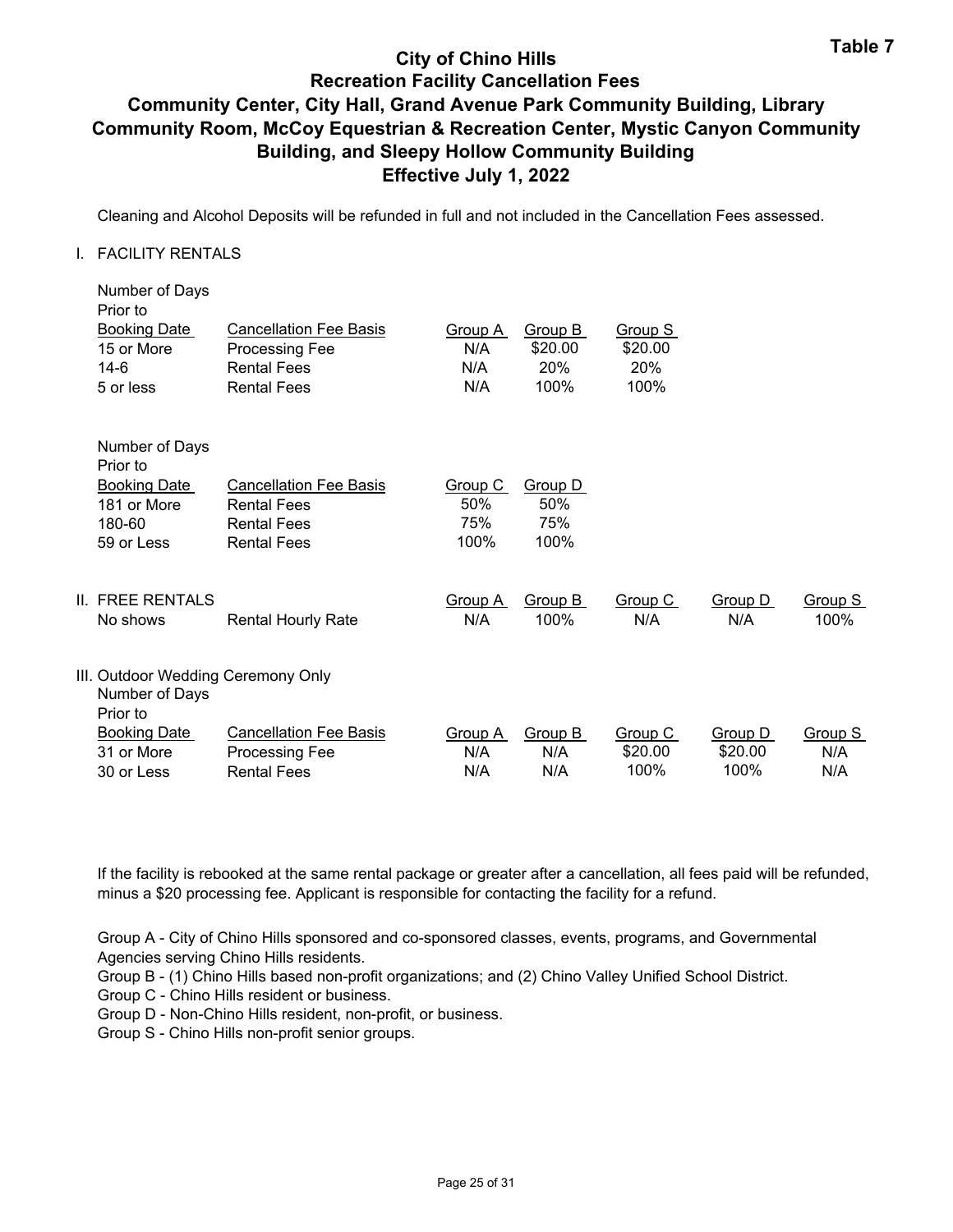Table 7

# City of Chino Hills
## Recreation Facility Cancellation Fees
## Community Center, City Hall, Grand Avenue Park Community Building, Library Community Room, McCoy Equestrian & Recreation Center, Mystic Canyon Community Building, and Sleepy Hollow Community Building
## Effective July 1, 2022

Cleaning and Alcohol Deposits will be refunded in full and not included in the Cancellation Fees assessed.

I. FACILITY RENTALS

| Number of Days Prior to Booking Date | Cancellation Fee Basis | Group A | Group B | Group S |
|---|---|---|---|---|
| 15 or More | Processing Fee | N/A | $20.00 | $20.00 |
| 14-6 | Rental Fees | N/A | 20% | 20% |
| 5 or less | Rental Fees | N/A | 100% | 100% |

| Number of Days Prior to Booking Date | Cancellation Fee Basis | Group C | Group D |
|---|---|---|---|
| 181 or More | Rental Fees | 50% | 50% |
| 180-60 | Rental Fees | 75% | 75% |
| 59 or Less | Rental Fees | 100% | 100% |

II. FREE RENTALS

| | | Group A | Group B | Group C | Group D | Group S |
|---|---|---|---|---|---|---|
| No shows | Rental Hourly Rate | N/A | 100% | N/A | N/A | 100% |

III. Outdoor Wedding Ceremony Only

| Number of Days Prior to Booking Date | Cancellation Fee Basis | Group A | Group B | Group C | Group D | Group S |
|---|---|---|---|---|---|---|
| 31 or More | Processing Fee | N/A | N/A | $20.00 | $20.00 | N/A |
| 30 or Less | Rental Fees | N/A | N/A | 100% | 100% | N/A |

If the facility is rebooked at the same rental package or greater after a cancellation, all fees paid will be refunded, minus a $20 processing fee. Applicant is responsible for contacting the facility for a refund.

Group A - City of Chino Hills sponsored and co-sponsored classes, events, programs, and Governmental Agencies serving Chino Hills residents.
Group B - (1) Chino Hills based non-profit organizations; and (2) Chino Valley Unified School District.
Group C - Chino Hills resident or business.
Group D - Non-Chino Hills resident, non-profit, or business.
Group S - Chino Hills non-profit senior groups.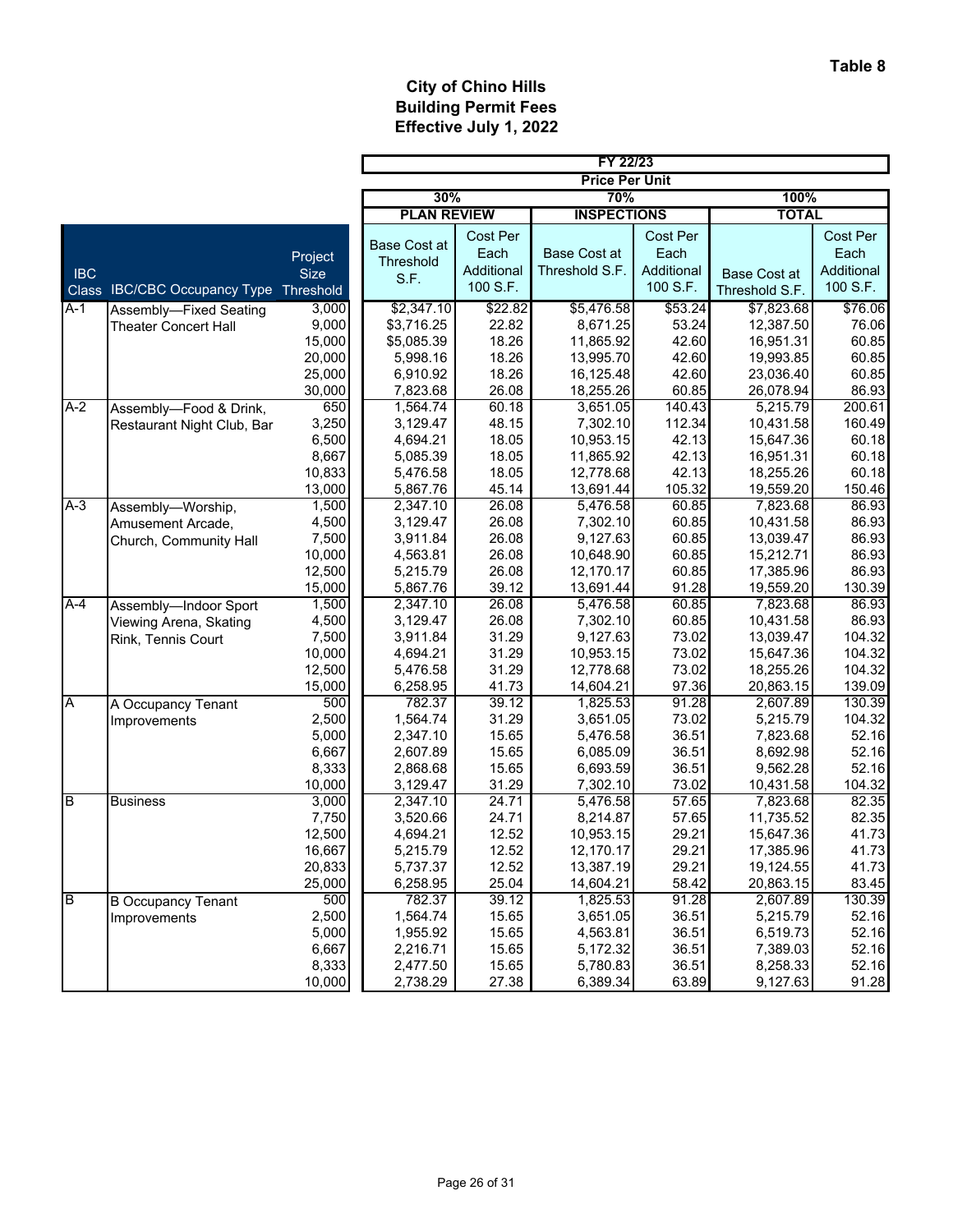**Table 8**

# City of Chino Hills
## Building Permit Fees
## Effective July 1, 2022

| | | | FY 22/23 | | | | | |
|---|---|---|---|---|---|---|---|---|
| | | | Price Per Unit | | | | | |
| | | | 30% | | 70% | | 100% | |
| | | | PLAN REVIEW | | INSPECTIONS | | TOTAL | |
| IBC Class | IBC/CBC Occupancy Type | Project Size Threshold | Base Cost at Threshold S.F. | Cost Per Each Additional 100 S.F. | Base Cost at Threshold S.F. | Cost Per Each Additional 100 S.F. | Base Cost at Threshold S.F. | Cost Per Each Additional 100 S.F. |
| A-1 | Assembly—Fixed Seating Theater Concert Hall | 3,000 | $2,347.10 | $22.82 | $5,476.58 | $53.24 | $7,823.68 | $76.06 |
| | | 9,000 | $3,716.25 | 22.82 | 8,671.25 | 53.24 | 12,387.50 | 76.06 |
| | | 15,000 | $5,085.39 | 18.26 | 11,865.92 | 42.60 | 16,951.31 | 60.85 |
| | | 20,000 | 5,998.16 | 18.26 | 13,995.70 | 42.60 | 19,993.85 | 60.85 |
| | | 25,000 | 6,910.92 | 18.26 | 16,125.48 | 42.60 | 23,036.40 | 60.85 |
| | | 30,000 | 7,823.68 | 26.08 | 18,255.26 | 60.85 | 26,078.94 | 86.93 |
| A-2 | Assembly—Food & Drink, Restaurant Night Club, Bar | 650 | 1,564.74 | 60.18 | 3,651.05 | 140.43 | 5,215.79 | 200.61 |
| | | 3,250 | 3,129.47 | 48.15 | 7,302.10 | 112.34 | 10,431.58 | 160.49 |
| | | 6,500 | 4,694.21 | 18.05 | 10,953.15 | 42.13 | 15,647.36 | 60.18 |
| | | 8,667 | 5,085.39 | 18.05 | 11,865.92 | 42.13 | 16,951.31 | 60.18 |
| | | 10,833 | 5,476.58 | 18.05 | 12,778.68 | 42.13 | 18,255.26 | 60.18 |
| | | 13,000 | 5,867.76 | 45.14 | 13,691.44 | 105.32 | 19,559.20 | 150.46 |
| A-3 | Assembly—Worship, Amusement Arcade, Church, Community Hall | 1,500 | 2,347.10 | 26.08 | 5,476.58 | 60.85 | 7,823.68 | 86.93 |
| | | 4,500 | 3,129.47 | 26.08 | 7,302.10 | 60.85 | 10,431.58 | 86.93 |
| | | 7,500 | 3,911.84 | 26.08 | 9,127.63 | 60.85 | 13,039.47 | 86.93 |
| | | 10,000 | 4,563.81 | 26.08 | 10,648.90 | 60.85 | 15,212.71 | 86.93 |
| | | 12,500 | 5,215.79 | 26.08 | 12,170.17 | 60.85 | 17,385.96 | 86.93 |
| | | 15,000 | 5,867.76 | 39.12 | 13,691.44 | 91.28 | 19,559.20 | 130.39 |
| A-4 | Assembly—Indoor Sport Viewing Arena, Skating Rink, Tennis Court | 1,500 | 2,347.10 | 26.08 | 5,476.58 | 60.85 | 7,823.68 | 86.93 |
| | | 4,500 | 3,129.47 | 26.08 | 7,302.10 | 60.85 | 10,431.58 | 86.93 |
| | | 7,500 | 3,911.84 | 31.29 | 9,127.63 | 73.02 | 13,039.47 | 104.32 |
| | | 10,000 | 4,694.21 | 31.29 | 10,953.15 | 73.02 | 15,647.36 | 104.32 |
| | | 12,500 | 5,476.58 | 31.29 | 12,778.68 | 73.02 | 18,255.26 | 104.32 |
| | | 15,000 | 6,258.95 | 41.73 | 14,604.21 | 97.36 | 20,863.15 | 139.09 |
| A | A Occupancy Tenant Improvements | 500 | 782.37 | 39.12 | 1,825.53 | 91.28 | 2,607.89 | 130.39 |
| | | 2,500 | 1,564.74 | 31.29 | 3,651.05 | 73.02 | 5,215.79 | 104.32 |
| | | 5,000 | 2,347.10 | 15.65 | 5,476.58 | 36.51 | 7,823.68 | 52.16 |
| | | 6,667 | 2,607.89 | 15.65 | 6,085.09 | 36.51 | 8,692.98 | 52.16 |
| | | 8,333 | 2,868.68 | 15.65 | 6,693.59 | 36.51 | 9,562.28 | 52.16 |
| | | 10,000 | 3,129.47 | 31.29 | 7,302.10 | 73.02 | 10,431.58 | 104.32 |
| B | Business | 3,000 | 2,347.10 | 24.71 | 5,476.58 | 57.65 | 7,823.68 | 82.35 |
| | | 7,750 | 3,520.66 | 24.71 | 8,214.87 | 57.65 | 11,735.52 | 82.35 |
| | | 12,500 | 4,694.21 | 12.52 | 10,953.15 | 29.21 | 15,647.36 | 41.73 |
| | | 16,667 | 5,215.79 | 12.52 | 12,170.17 | 29.21 | 17,385.96 | 41.73 |
| | | 20,833 | 5,737.37 | 12.52 | 13,387.19 | 29.21 | 19,124.55 | 41.73 |
| | | 25,000 | 6,258.95 | 25.04 | 14,604.21 | 58.42 | 20,863.15 | 83.45 |
| B | B Occupancy Tenant Improvements | 500 | 782.37 | 39.12 | 1,825.53 | 91.28 | 2,607.89 | 130.39 |
| | | 2,500 | 1,564.74 | 15.65 | 3,651.05 | 36.51 | 5,215.79 | 52.16 |
| | | 5,000 | 1,955.92 | 15.65 | 4,563.81 | 36.51 | 6,519.73 | 52.16 |
| | | 6,667 | 2,216.71 | 15.65 | 5,172.32 | 36.51 | 7,389.03 | 52.16 |
| | | 8,333 | 2,477.50 | 15.65 | 5,780.83 | 36.51 | 8,258.33 | 52.16 |
| | | 10,000 | 2,738.29 | 27.38 | 6,389.34 | 63.89 | 9,127.63 | 91.28 |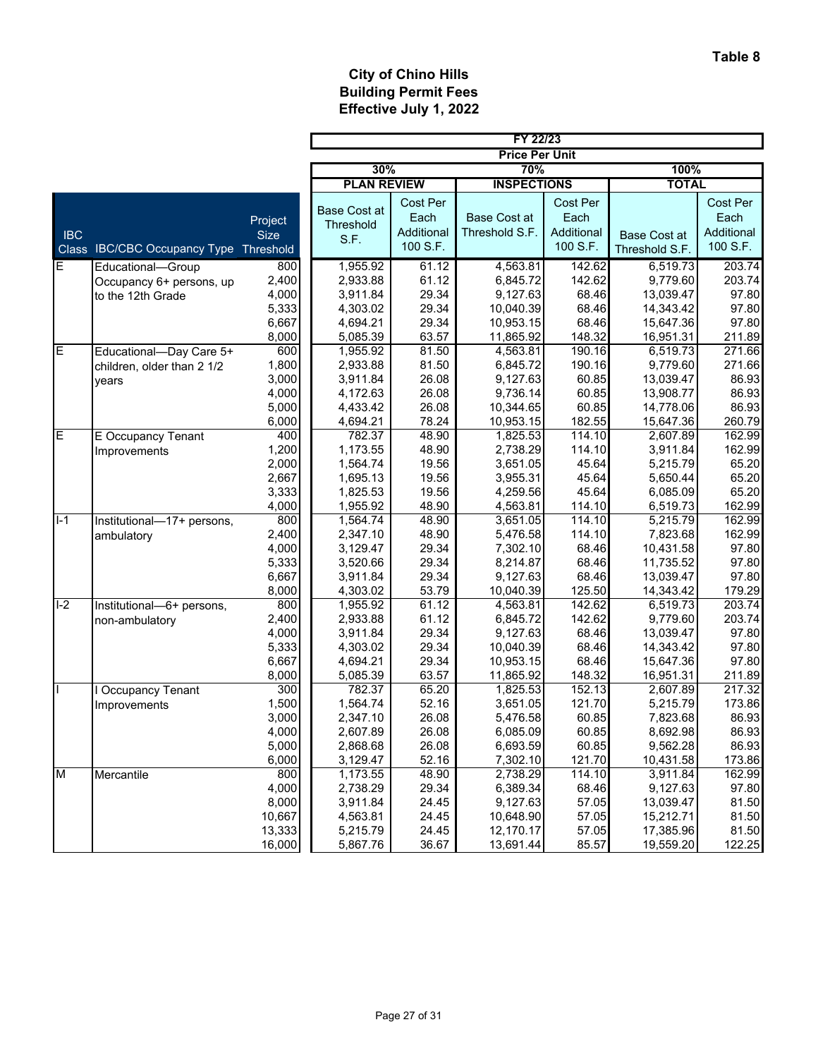**Table 8**

# City of Chino Hills
## Building Permit Fees
### Effective July 1, 2022

| IBC Class | IBC/CBC Occupancy Type | Project Size Threshold | FY 22/23 Price Per Unit 30% PLAN REVIEW | | 70% INSPECTIONS | | 100% TOTAL | |
|---|---|---|---|---|---|---|---|---|
| | | | Base Cost at Threshold S.F. | Cost Per Each Additional 100 S.F. | Base Cost at Threshold S.F. | Cost Per Each Additional 100 S.F. | Base Cost at Threshold S.F. | Cost Per Each Additional 100 S.F. |
| E | Educational—Group Occupancy 6+ persons, up to the 12th Grade | 800 | 1,955.92 | 61.12 | 4,563.81 | 142.62 | 6,519.73 | 203.74 |
| | | 2,400 | 2,933.88 | 61.12 | 6,845.72 | 142.62 | 9,779.60 | 203.74 |
| | | 4,000 | 3,911.84 | 29.34 | 9,127.63 | 68.46 | 13,039.47 | 97.80 |
| | | 5,333 | 4,303.02 | 29.34 | 10,040.39 | 68.46 | 14,343.42 | 97.80 |
| | | 6,667 | 4,694.21 | 29.34 | 10,953.15 | 68.46 | 15,647.36 | 97.80 |
| | | 8,000 | 5,085.39 | 63.57 | 11,865.92 | 148.32 | 16,951.31 | 211.89 |
| E | Educational—Day Care 5+ children, older than 2 1/2 years | 600 | 1,955.92 | 81.50 | 4,563.81 | 190.16 | 6,519.73 | 271.66 |
| | | 1,800 | 2,933.88 | 81.50 | 6,845.72 | 190.16 | 9,779.60 | 271.66 |
| | | 3,000 | 3,911.84 | 26.08 | 9,127.63 | 60.85 | 13,039.47 | 86.93 |
| | | 4,000 | 4,172.63 | 26.08 | 9,736.14 | 60.85 | 13,908.77 | 86.93 |
| | | 5,000 | 4,433.42 | 26.08 | 10,344.65 | 60.85 | 14,778.06 | 86.93 |
| | | 6,000 | 4,694.21 | 78.24 | 10,953.15 | 182.55 | 15,647.36 | 260.79 |
| E | E Occupancy Tenant Improvements | 400 | 782.37 | 48.90 | 1,825.53 | 114.10 | 2,607.89 | 162.99 |
| | | 1,200 | 1,173.55 | 48.90 | 2,738.29 | 114.10 | 3,911.84 | 162.99 |
| | | 2,000 | 1,564.74 | 19.56 | 3,651.05 | 45.64 | 5,215.79 | 65.20 |
| | | 2,667 | 1,695.13 | 19.56 | 3,955.31 | 45.64 | 5,650.44 | 65.20 |
| | | 3,333 | 1,825.53 | 19.56 | 4,259.56 | 45.64 | 6,085.09 | 65.20 |
| | | 4,000 | 1,955.92 | 48.90 | 4,563.81 | 114.10 | 6,519.73 | 162.99 |
| I-1 | Institutional—17+ persons, ambulatory | 800 | 1,564.74 | 48.90 | 3,651.05 | 114.10 | 5,215.79 | 162.99 |
| | | 2,400 | 2,347.10 | 48.90 | 5,476.58 | 114.10 | 7,823.68 | 162.99 |
| | | 4,000 | 3,129.47 | 29.34 | 7,302.10 | 68.46 | 10,431.58 | 97.80 |
| | | 5,333 | 3,520.66 | 29.34 | 8,214.87 | 68.46 | 11,735.52 | 97.80 |
| | | 6,667 | 3,911.84 | 29.34 | 9,127.63 | 68.46 | 13,039.47 | 97.80 |
| | | 8,000 | 4,303.02 | 53.79 | 10,040.39 | 125.50 | 14,343.42 | 179.29 |
| I-2 | Institutional—6+ persons, non-ambulatory | 800 | 1,955.92 | 61.12 | 4,563.81 | 142.62 | 6,519.73 | 203.74 |
| | | 2,400 | 2,933.88 | 61.12 | 6,845.72 | 142.62 | 9,779.60 | 203.74 |
| | | 4,000 | 3,911.84 | 29.34 | 9,127.63 | 68.46 | 13,039.47 | 97.80 |
| | | 5,333 | 4,303.02 | 29.34 | 10,040.39 | 68.46 | 14,343.42 | 97.80 |
| | | 6,667 | 4,694.21 | 29.34 | 10,953.15 | 68.46 | 15,647.36 | 97.80 |
| | | 8,000 | 5,085.39 | 63.57 | 11,865.92 | 148.32 | 16,951.31 | 211.89 |
| I | I Occupancy Tenant Improvements | 300 | 782.37 | 65.20 | 1,825.53 | 152.13 | 2,607.89 | 217.32 |
| | | 1,500 | 1,564.74 | 52.16 | 3,651.05 | 121.70 | 5,215.79 | 173.86 |
| | | 3,000 | 2,347.10 | 26.08 | 5,476.58 | 60.85 | 7,823.68 | 86.93 |
| | | 4,000 | 2,607.89 | 26.08 | 6,085.09 | 60.85 | 8,692.98 | 86.93 |
| | | 5,000 | 2,868.68 | 26.08 | 6,693.59 | 60.85 | 9,562.28 | 86.93 |
| | | 6,000 | 3,129.47 | 52.16 | 7,302.10 | 121.70 | 10,431.58 | 173.86 |
| M | Mercantile | 800 | 1,173.55 | 48.90 | 2,738.29 | 114.10 | 3,911.84 | 162.99 |
| | | 4,000 | 2,738.29 | 29.34 | 6,389.34 | 68.46 | 9,127.63 | 97.80 |
| | | 8,000 | 3,911.84 | 24.45 | 9,127.63 | 57.05 | 13,039.47 | 81.50 |
| | | 10,667 | 4,563.81 | 24.45 | 10,648.90 | 57.05 | 15,212.71 | 81.50 |
| | | 13,333 | 5,215.79 | 24.45 | 12,170.17 | 57.05 | 17,385.96 | 81.50 |
| | | 16,000 | 5,867.76 | 36.67 | 13,691.44 | 85.57 | 19,559.20 | 122.25 |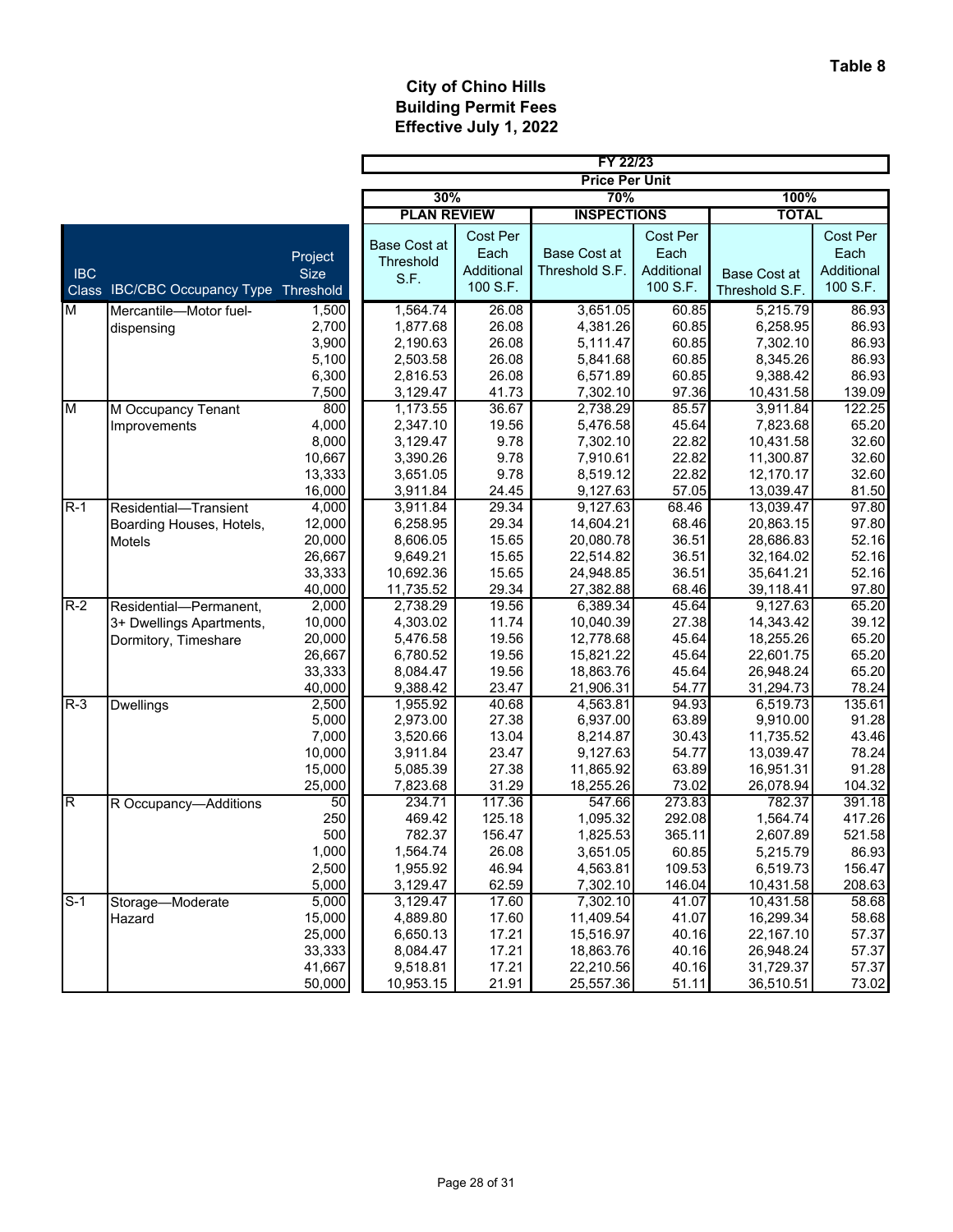**Table 8**

# City of Chino Hills
## Building Permit Fees
### Effective July 1, 2022

| IBC Class | IBC/CBC Occupancy Type | Project Size Threshold | FY 22/23 Price Per Unit 30% PLAN REVIEW Base Cost at Threshold S.F. | 30% PLAN REVIEW Cost Per Each Additional 100 S.F. | 70% INSPECTIONS Base Cost at Threshold S.F. | 70% INSPECTIONS Cost Per Each Additional 100 S.F. | 100% TOTAL Base Cost at Threshold S.F. | 100% TOTAL Cost Per Each Additional 100 S.F. |
|---|---|---|---|---|---|---|---|---|
| M | Mercantile—Motor fuel-dispensing | 1,500 | 1,564.74 | 26.08 | 3,651.05 | 60.85 | 5,215.79 | 86.93 |
| | | 2,700 | 1,877.68 | 26.08 | 4,381.26 | 60.85 | 6,258.95 | 86.93 |
| | | 3,900 | 2,190.63 | 26.08 | 5,111.47 | 60.85 | 7,302.10 | 86.93 |
| | | 5,100 | 2,503.58 | 26.08 | 5,841.68 | 60.85 | 8,345.26 | 86.93 |
| | | 6,300 | 2,816.53 | 26.08 | 6,571.89 | 60.85 | 9,388.42 | 86.93 |
| | | 7,500 | 3,129.47 | 41.73 | 7,302.10 | 97.36 | 10,431.58 | 139.09 |
| M | M Occupancy Tenant Improvements | 800 | 1,173.55 | 36.67 | 2,738.29 | 85.57 | 3,911.84 | 122.25 |
| | | 4,000 | 2,347.10 | 19.56 | 5,476.58 | 45.64 | 7,823.68 | 65.20 |
| | | 8,000 | 3,129.47 | 9.78 | 7,302.10 | 22.82 | 10,431.58 | 32.60 |
| | | 10,667 | 3,390.26 | 9.78 | 7,910.61 | 22.82 | 11,300.87 | 32.60 |
| | | 13,333 | 3,651.05 | 9.78 | 8,519.12 | 22.82 | 12,170.17 | 32.60 |
| | | 16,000 | 3,911.84 | 24.45 | 9,127.63 | 57.05 | 13,039.47 | 81.50 |
| R-1 | Residential—Transient Boarding Houses, Hotels, Motels | 4,000 | 3,911.84 | 29.34 | 9,127.63 | 68.46 | 13,039.47 | 97.80 |
| | | 12,000 | 6,258.95 | 29.34 | 14,604.21 | 68.46 | 20,863.15 | 97.80 |
| | | 20,000 | 8,606.05 | 15.65 | 20,080.78 | 36.51 | 28,686.83 | 52.16 |
| | | 26,667 | 9,649.21 | 15.65 | 22,514.82 | 36.51 | 32,164.02 | 52.16 |
| | | 33,333 | 10,692.36 | 15.65 | 24,948.85 | 36.51 | 35,641.21 | 52.16 |
| | | 40,000 | 11,735.52 | 29.34 | 27,382.88 | 68.46 | 39,118.41 | 97.80 |
| R-2 | Residential—Permanent, 3+ Dwellings Apartments, Dormitory, Timeshare | 2,000 | 2,738.29 | 19.56 | 6,389.34 | 45.64 | 9,127.63 | 65.20 |
| | | 10,000 | 4,303.02 | 11.74 | 10,040.39 | 27.38 | 14,343.42 | 39.12 |
| | | 20,000 | 5,476.58 | 19.56 | 12,778.68 | 45.64 | 18,255.26 | 65.20 |
| | | 26,667 | 6,780.52 | 19.56 | 15,821.22 | 45.64 | 22,601.75 | 65.20 |
| | | 33,333 | 8,084.47 | 19.56 | 18,863.76 | 45.64 | 26,948.24 | 65.20 |
| | | 40,000 | 9,388.42 | 23.47 | 21,906.31 | 54.77 | 31,294.73 | 78.24 |
| R-3 | Dwellings | 2,500 | 1,955.92 | 40.68 | 4,563.81 | 94.93 | 6,519.73 | 135.61 |
| | | 5,000 | 2,973.00 | 27.38 | 6,937.00 | 63.89 | 9,910.00 | 91.28 |
| | | 7,000 | 3,520.66 | 13.04 | 8,214.87 | 30.43 | 11,735.52 | 43.46 |
| | | 10,000 | 3,911.84 | 23.47 | 9,127.63 | 54.77 | 13,039.47 | 78.24 |
| | | 15,000 | 5,085.39 | 27.38 | 11,865.92 | 63.89 | 16,951.31 | 91.28 |
| | | 25,000 | 7,823.68 | 31.29 | 18,255.26 | 73.02 | 26,078.94 | 104.32 |
| R | R Occupancy—Additions | 50 | 234.71 | 117.36 | 547.66 | 273.83 | 782.37 | 391.18 |
| | | 250 | 469.42 | 125.18 | 1,095.32 | 292.08 | 1,564.74 | 417.26 |
| | | 500 | 782.37 | 156.47 | 1,825.53 | 365.11 | 2,607.89 | 521.58 |
| | | 1,000 | 1,564.74 | 26.08 | 3,651.05 | 60.85 | 5,215.79 | 86.93 |
| | | 2,500 | 1,955.92 | 46.94 | 4,563.81 | 109.53 | 6,519.73 | 156.47 |
| | | 5,000 | 3,129.47 | 62.59 | 7,302.10 | 146.04 | 10,431.58 | 208.63 |
| S-1 | Storage—Moderate Hazard | 5,000 | 3,129.47 | 17.60 | 7,302.10 | 41.07 | 10,431.58 | 58.68 |
| | | 15,000 | 4,889.80 | 17.60 | 11,409.54 | 41.07 | 16,299.34 | 58.68 |
| | | 25,000 | 6,650.13 | 17.21 | 15,516.97 | 40.16 | 22,167.10 | 57.37 |
| | | 33,333 | 8,084.47 | 17.21 | 18,863.76 | 40.16 | 26,948.24 | 57.37 |
| | | 41,667 | 9,518.81 | 17.21 | 22,210.56 | 40.16 | 31,729.37 | 57.37 |
| | | 50,000 | 10,953.15 | 21.91 | 25,557.36 | 51.11 | 36,510.51 | 73.02 |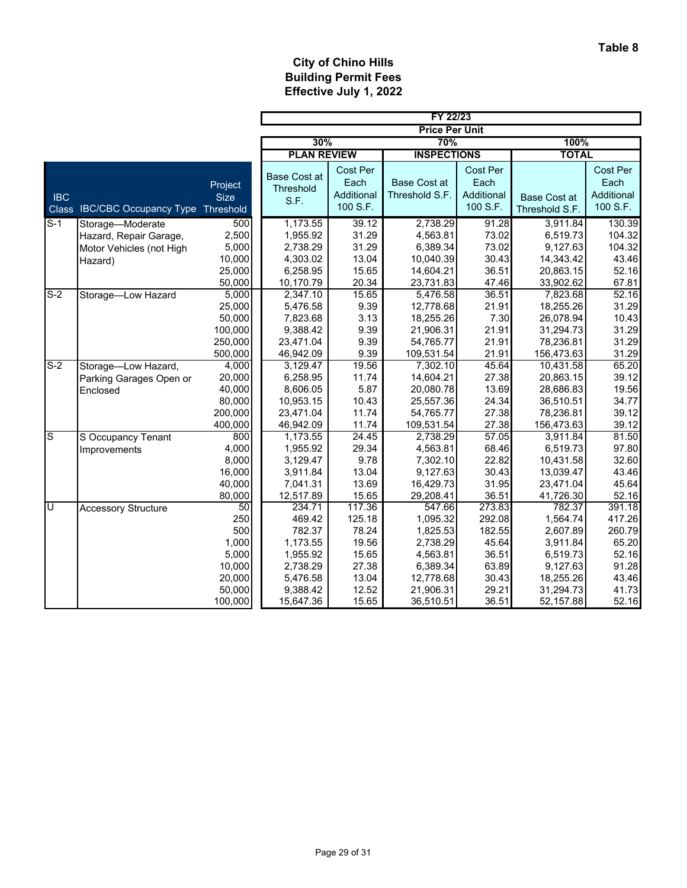Table 8

# City of Chino Hills
## Building Permit Fees
## Effective July 1, 2022

| IBC Class | IBC/CBC Occupancy Type | Project Size Threshold | FY 22/23 Price Per Unit 30% PLAN REVIEW Base Cost at Threshold S.F. | Cost Per Each Additional 100 S.F. | 70% INSPECTIONS Base Cost at Threshold S.F. | Cost Per Each Additional 100 S.F. | 100% TOTAL Base Cost at Threshold S.F. | Cost Per Each Additional 100 S.F. |
|---|---|---|---|---|---|---|---|---|
| S-1 | Storage—Moderate Hazard, Repair Garage, Motor Vehicles (not High Hazard) | 500 | 1,173.55 | 39.12 | 2,738.29 | 91.28 | 3,911.84 | 130.39 |
| | | 2,500 | 1,955.92 | 31.29 | 4,563.81 | 73.02 | 6,519.73 | 104.32 |
| | | 5,000 | 2,738.29 | 31.29 | 6,389.34 | 73.02 | 9,127.63 | 104.32 |
| | | 10,000 | 4,303.02 | 13.04 | 10,040.39 | 30.43 | 14,343.42 | 43.46 |
| | | 25,000 | 6,258.95 | 15.65 | 14,604.21 | 36.51 | 20,863.15 | 52.16 |
| | | 50,000 | 10,170.79 | 20.34 | 23,731.83 | 47.46 | 33,902.62 | 67.81 |
| S-2 | Storage—Low Hazard | 5,000 | 2,347.10 | 15.65 | 5,476.58 | 36.51 | 7,823.68 | 52.16 |
| | | 25,000 | 5,476.58 | 9.39 | 12,778.68 | 21.91 | 18,255.26 | 31.29 |
| | | 50,000 | 7,823.68 | 3.13 | 18,255.26 | 7.30 | 26,078.94 | 10.43 |
| | | 100,000 | 9,388.42 | 9.39 | 21,906.31 | 21.91 | 31,294.73 | 31.29 |
| | | 250,000 | 23,471.04 | 9.39 | 54,765.77 | 21.91 | 78,236.81 | 31.29 |
| | | 500,000 | 46,942.09 | 9.39 | 109,531.54 | 21.91 | 156,473.63 | 31.29 |
| S-2 | Storage—Low Hazard, Parking Garages Open or Enclosed | 4,000 | 3,129.47 | 19.56 | 7,302.10 | 45.64 | 10,431.58 | 65.20 |
| | | 20,000 | 6,258.95 | 11.74 | 14,604.21 | 27.38 | 20,863.15 | 39.12 |
| | | 40,000 | 8,606.05 | 5.87 | 20,080.78 | 13.69 | 28,686.83 | 19.56 |
| | | 80,000 | 10,953.15 | 10.43 | 25,557.36 | 24.34 | 36,510.51 | 34.77 |
| | | 200,000 | 23,471.04 | 11.74 | 54,765.77 | 27.38 | 78,236.81 | 39.12 |
| | | 400,000 | 46,942.09 | 11.74 | 109,531.54 | 27.38 | 156,473.63 | 39.12 |
| S | S Occupancy Tenant Improvements | 800 | 1,173.55 | 24.45 | 2,738.29 | 57.05 | 3,911.84 | 81.50 |
| | | 4,000 | 1,955.92 | 29.34 | 4,563.81 | 68.46 | 6,519.73 | 97.80 |
| | | 8,000 | 3,129.47 | 9.78 | 7,302.10 | 22.82 | 10,431.58 | 32.60 |
| | | 16,000 | 3,911.84 | 13.04 | 9,127.63 | 30.43 | 13,039.47 | 43.46 |
| | | 40,000 | 7,041.31 | 13.69 | 16,429.73 | 31.95 | 23,471.04 | 45.64 |
| | | 80,000 | 12,517.89 | 15.65 | 29,208.41 | 36.51 | 41,726.30 | 52.16 |
| U | Accessory Structure | 50 | 234.71 | 117.36 | 547.66 | 273.83 | 782.37 | 391.18 |
| | | 250 | 469.42 | 125.18 | 1,095.32 | 292.08 | 1,564.74 | 417.26 |
| | | 500 | 782.37 | 78.24 | 1,825.53 | 182.55 | 2,607.89 | 260.79 |
| | | 1,000 | 1,173.55 | 19.56 | 2,738.29 | 45.64 | 3,911.84 | 65.20 |
| | | 5,000 | 1,955.92 | 15.65 | 4,563.81 | 36.51 | 6,519.73 | 52.16 |
| | | 10,000 | 2,738.29 | 27.38 | 6,389.34 | 63.89 | 9,127.63 | 91.28 |
| | | 20,000 | 5,476.58 | 13.04 | 12,778.68 | 30.43 | 18,255.26 | 43.46 |
| | | 50,000 | 9,388.42 | 12.52 | 21,906.31 | 29.21 | 31,294.73 | 41.73 |
| | | 100,000 | 15,647.36 | 15.65 | 36,510.51 | 36.51 | 52,157.88 | 52.16 |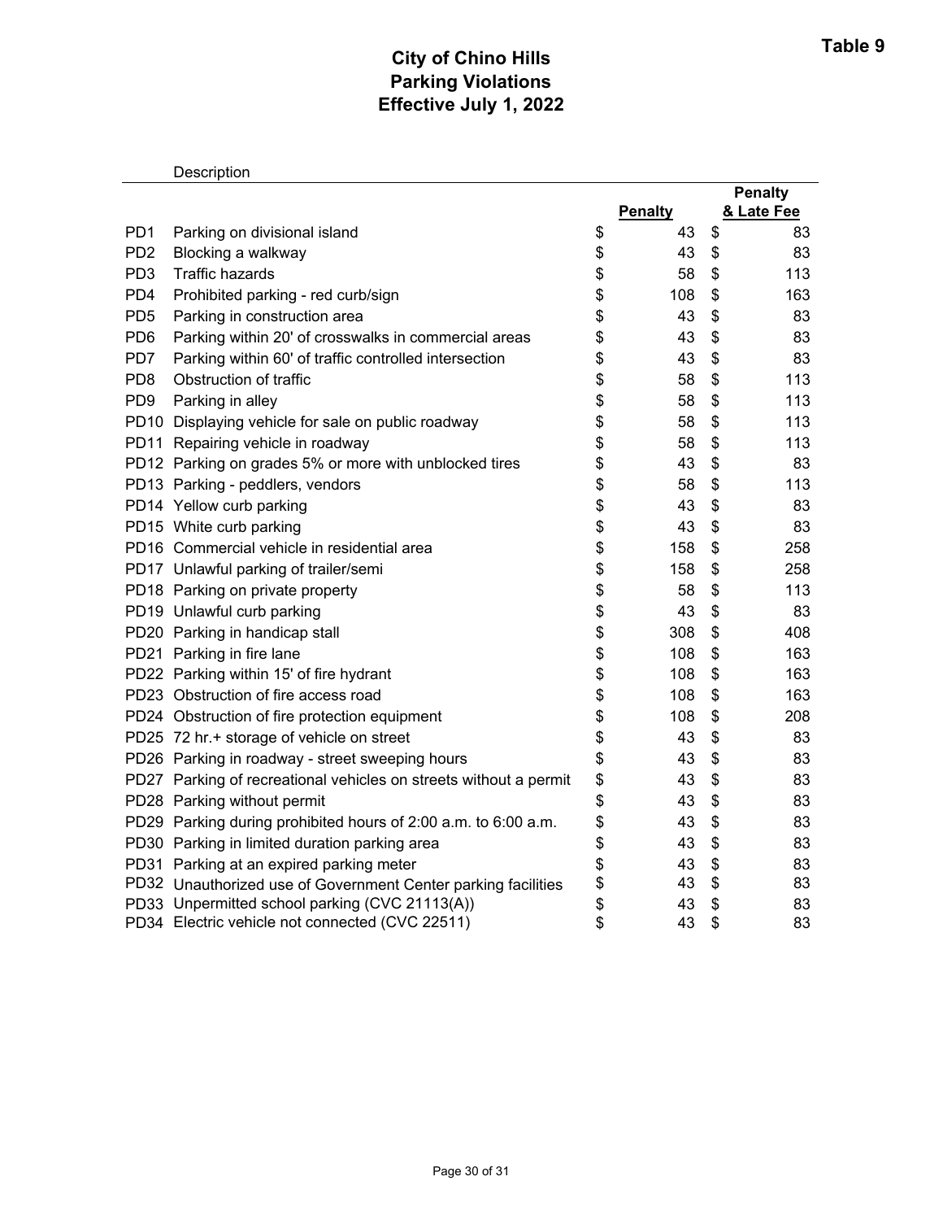**Table 9**

# City of Chino Hills
## Parking Violations
## Effective July 1, 2022

| | Description | Penalty | Penalty & Late Fee |
|---|---|---|---|
| PD1 | Parking on divisional island | $ 43 | $ 83 |
| PD2 | Blocking a walkway | $ 43 | $ 83 |
| PD3 | Traffic hazards | $ 58 | $ 113 |
| PD4 | Prohibited parking - red curb/sign | $ 108 | $ 163 |
| PD5 | Parking in construction area | $ 43 | $ 83 |
| PD6 | Parking within 20' of crosswalks in commercial areas | $ 43 | $ 83 |
| PD7 | Parking within 60' of traffic controlled intersection | $ 43 | $ 83 |
| PD8 | Obstruction of traffic | $ 58 | $ 113 |
| PD9 | Parking in alley | $ 58 | $ 113 |
| PD10 | Displaying vehicle for sale on public roadway | $ 58 | $ 113 |
| PD11 | Repairing vehicle in roadway | $ 58 | $ 113 |
| PD12 | Parking on grades 5% or more with unblocked tires | $ 43 | $ 83 |
| PD13 | Parking - peddlers, vendors | $ 58 | $ 113 |
| PD14 | Yellow curb parking | $ 43 | $ 83 |
| PD15 | White curb parking | $ 43 | $ 83 |
| PD16 | Commercial vehicle in residential area | $ 158 | $ 258 |
| PD17 | Unlawful parking of trailer/semi | $ 158 | $ 258 |
| PD18 | Parking on private property | $ 58 | $ 113 |
| PD19 | Unlawful curb parking | $ 43 | $ 83 |
| PD20 | Parking in handicap stall | $ 308 | $ 408 |
| PD21 | Parking in fire lane | $ 108 | $ 163 |
| PD22 | Parking within 15' of fire hydrant | $ 108 | $ 163 |
| PD23 | Obstruction of fire access road | $ 108 | $ 163 |
| PD24 | Obstruction of fire protection equipment | $ 108 | $ 208 |
| PD25 | 72 hr.+ storage of vehicle on street | $ 43 | $ 83 |
| PD26 | Parking in roadway - street sweeping hours | $ 43 | $ 83 |
| PD27 | Parking of recreational vehicles on streets without a permit | $ 43 | $ 83 |
| PD28 | Parking without permit | $ 43 | $ 83 |
| PD29 | Parking during prohibited hours of 2:00 a.m. to 6:00 a.m. | $ 43 | $ 83 |
| PD30 | Parking in limited duration parking area | $ 43 | $ 83 |
| PD31 | Parking at an expired parking meter | $ 43 | $ 83 |
| PD32 | Unauthorized use of Government Center parking facilities | $ 43 | $ 83 |
| PD33 | Unpermitted school parking (CVC 21113(A)) | $ 43 | $ 83 |
| PD34 | Electric vehicle not connected (CVC 22511) | $ 43 | $ 83 |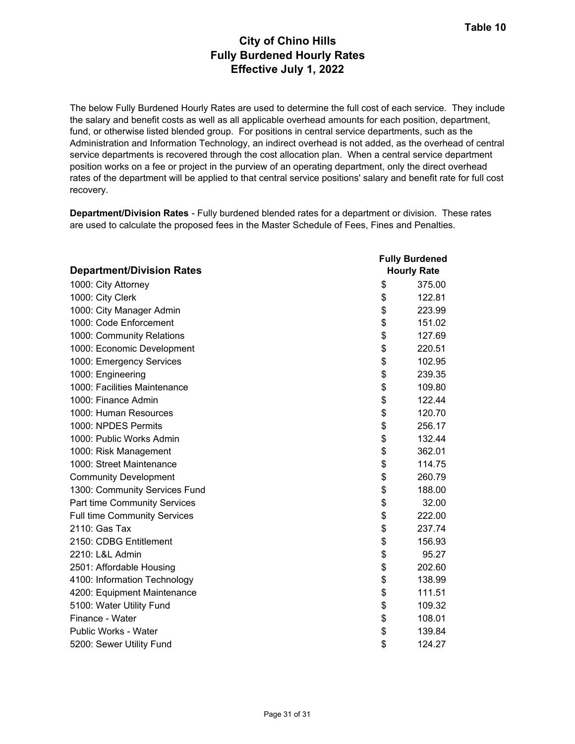**Table 10**

# City of Chino Hills
# Fully Burdened Hourly Rates
# Effective July 1, 2022

The below Fully Burdened Hourly Rates are used to determine the full cost of each service. They include the salary and benefit costs as well as all applicable overhead amounts for each position, department, fund, or otherwise listed blended group. For positions in central service departments, such as the Administration and Information Technology, an indirect overhead is not added, as the overhead of central service departments is recovered through the cost allocation plan. When a central service department position works on a fee or project in the purview of an operating department, only the direct overhead rates of the department will be applied to that central service positions' salary and benefit rate for full cost recovery.

**Department/Division Rates** - Fully burdened blended rates for a department or division. These rates are used to calculate the proposed fees in the Master Schedule of Fees, Fines and Penalties.

| Department/Division Rates | Fully Burdened Hourly Rate |
|---|---|
| 1000: City Attorney | $ 375.00 |
| 1000: City Clerk | $ 122.81 |
| 1000: City Manager Admin | $ 223.99 |
| 1000: Code Enforcement | $ 151.02 |
| 1000: Community Relations | $ 127.69 |
| 1000: Economic Development | $ 220.51 |
| 1000: Emergency Services | $ 102.95 |
| 1000: Engineering | $ 239.35 |
| 1000: Facilities Maintenance | $ 109.80 |
| 1000: Finance Admin | $ 122.44 |
| 1000: Human Resources | $ 120.70 |
| 1000: NPDES Permits | $ 256.17 |
| 1000: Public Works Admin | $ 132.44 |
| 1000: Risk Management | $ 362.01 |
| 1000: Street Maintenance | $ 114.75 |
| Community Development | $ 260.79 |
| 1300: Community Services Fund | $ 188.00 |
| Part time Community Services | $ 32.00 |
| Full time Community Services | $ 222.00 |
| 2110: Gas Tax | $ 237.74 |
| 2150: CDBG Entitlement | $ 156.93 |
| 2210: L&L Admin | $ 95.27 |
| 2501: Affordable Housing | $ 202.60 |
| 4100: Information Technology | $ 138.99 |
| 4200: Equipment Maintenance | $ 111.51 |
| 5100: Water Utility Fund | $ 109.32 |
| Finance - Water | $ 108.01 |
| Public Works - Water | $ 139.84 |
| 5200: Sewer Utility Fund | $ 124.27 |